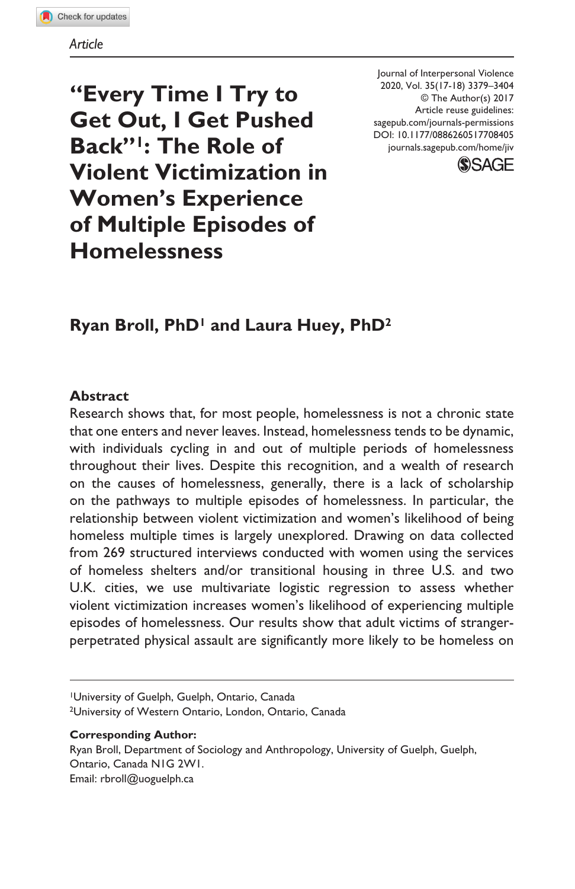*Article*

# "Every Time I Try to Get Out, I Get Pushed Back"[1]: The Role of Violent Victimization in Women's Experience of Multiple Episodes of Homelessness

Journal of Interpersonal Violence
2020, Vol. 35(17-18) 3379–3404
© The Author(s) 2017
Article reuse guidelines: sagepub.com/journals-permissions
DOI: 10.1177/0886260517708405
journals.sagepub.com/home/jiv

**Ryan Broll, PhD[1] and Laura Huey, PhD[2]**

## Abstract

Research shows that, for most people, homelessness is not a chronic state that one enters and never leaves. Instead, homelessness tends to be dynamic, with individuals cycling in and out of multiple periods of homelessness throughout their lives. Despite this recognition, and a wealth of research on the causes of homelessness, generally, there is a lack of scholarship on the pathways to multiple episodes of homelessness. In particular, the relationship between violent victimization and women's likelihood of being homeless multiple times is largely unexplored. Drawing on data collected from 269 structured interviews conducted with women using the services of homeless shelters and/or transitional housing in three U.S. and two U.K. cities, we use multivariate logistic regression to assess whether violent victimization increases women's likelihood of experiencing multiple episodes of homelessness. Our results show that adult victims of stranger-perpetrated physical assault are significantly more likely to be homeless on

---

[1]University of Guelph, Guelph, Ontario, Canada
[2]University of Western Ontario, London, Ontario, Canada

**Corresponding Author:**
Ryan Broll, Department of Sociology and Anthropology, University of Guelph, Guelph, Ontario, Canada N1G 2W1.
Email: rbroll@uoguelph.ca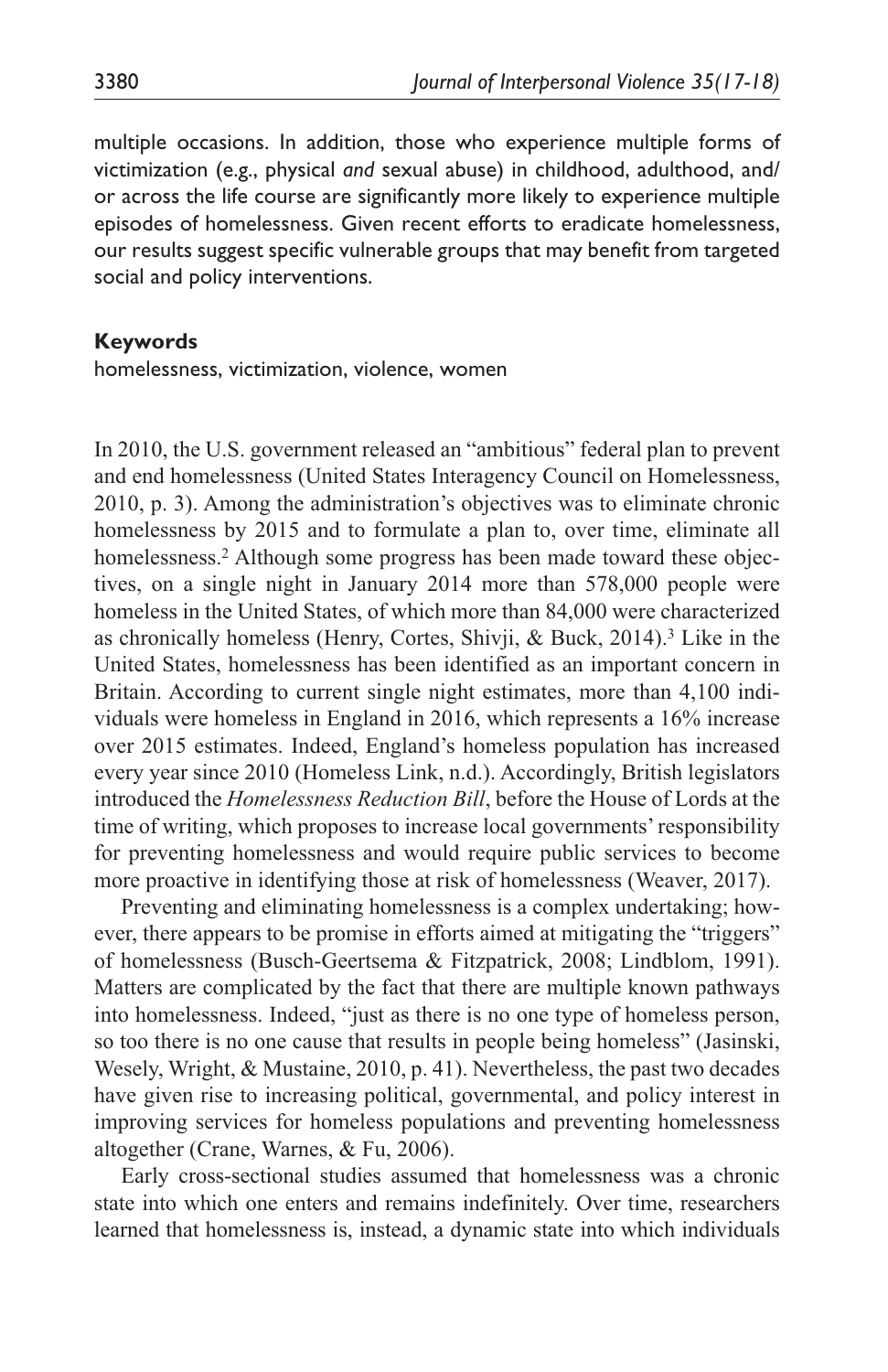multiple occasions. In addition, those who experience multiple forms of victimization (e.g., physical *and* sexual abuse) in childhood, adulthood, and/or across the life course are significantly more likely to experience multiple episodes of homelessness. Given recent efforts to eradicate homelessness, our results suggest specific vulnerable groups that may benefit from targeted social and policy interventions.

**Keywords**

homelessness, victimization, violence, women

In 2010, the U.S. government released an "ambitious" federal plan to prevent and end homelessness (United States Interagency Council on Homelessness, 2010, p. 3). Among the administration's objectives was to eliminate chronic homelessness by 2015 and to formulate a plan to, over time, eliminate all homelessness.[2] Although some progress has been made toward these objectives, on a single night in January 2014 more than 578,000 people were homeless in the United States, of which more than 84,000 were characterized as chronically homeless (Henry, Cortes, Shivji, & Buck, 2014).[3] Like in the United States, homelessness has been identified as an important concern in Britain. According to current single night estimates, more than 4,100 individuals were homeless in England in 2016, which represents a 16% increase over 2015 estimates. Indeed, England's homeless population has increased every year since 2010 (Homeless Link, n.d.). Accordingly, British legislators introduced the *Homelessness Reduction Bill*, before the House of Lords at the time of writing, which proposes to increase local governments' responsibility for preventing homelessness and would require public services to become more proactive in identifying those at risk of homelessness (Weaver, 2017).

Preventing and eliminating homelessness is a complex undertaking; however, there appears to be promise in efforts aimed at mitigating the "triggers" of homelessness (Busch-Geertsema & Fitzpatrick, 2008; Lindblom, 1991). Matters are complicated by the fact that there are multiple known pathways into homelessness. Indeed, "just as there is no one type of homeless person, so too there is no one cause that results in people being homeless" (Jasinski, Wesely, Wright, & Mustaine, 2010, p. 41). Nevertheless, the past two decades have given rise to increasing political, governmental, and policy interest in improving services for homeless populations and preventing homelessness altogether (Crane, Warnes, & Fu, 2006).

Early cross-sectional studies assumed that homelessness was a chronic state into which one enters and remains indefinitely. Over time, researchers learned that homelessness is, instead, a dynamic state into which individuals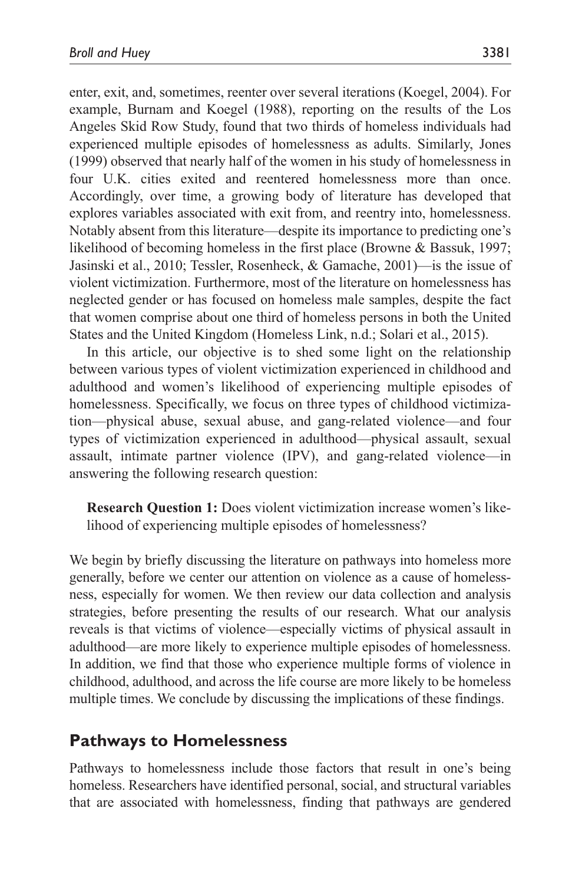enter, exit, and, sometimes, reenter over several iterations (Koegel, 2004). For example, Burnam and Koegel (1988), reporting on the results of the Los Angeles Skid Row Study, found that two thirds of homeless individuals had experienced multiple episodes of homelessness as adults. Similarly, Jones (1999) observed that nearly half of the women in his study of homelessness in four U.K. cities exited and reentered homelessness more than once. Accordingly, over time, a growing body of literature has developed that explores variables associated with exit from, and reentry into, homelessness. Notably absent from this literature—despite its importance to predicting one's likelihood of becoming homeless in the first place (Browne & Bassuk, 1997; Jasinski et al., 2010; Tessler, Rosenheck, & Gamache, 2001)—is the issue of violent victimization. Furthermore, most of the literature on homelessness has neglected gender or has focused on homeless male samples, despite the fact that women comprise about one third of homeless persons in both the United States and the United Kingdom (Homeless Link, n.d.; Solari et al., 2015).

In this article, our objective is to shed some light on the relationship between various types of violent victimization experienced in childhood and adulthood and women's likelihood of experiencing multiple episodes of homelessness. Specifically, we focus on three types of childhood victimization—physical abuse, sexual abuse, and gang-related violence—and four types of victimization experienced in adulthood—physical assault, sexual assault, intimate partner violence (IPV), and gang-related violence—in answering the following research question:

> **Research Question 1:** Does violent victimization increase women's likelihood of experiencing multiple episodes of homelessness?

We begin by briefly discussing the literature on pathways into homeless more generally, before we center our attention on violence as a cause of homelessness, especially for women. We then review our data collection and analysis strategies, before presenting the results of our research. What our analysis reveals is that victims of violence—especially victims of physical assault in adulthood—are more likely to experience multiple episodes of homelessness. In addition, we find that those who experience multiple forms of violence in childhood, adulthood, and across the life course are more likely to be homeless multiple times. We conclude by discussing the implications of these findings.

## Pathways to Homelessness

Pathways to homelessness include those factors that result in one's being homeless. Researchers have identified personal, social, and structural variables that are associated with homelessness, finding that pathways are gendered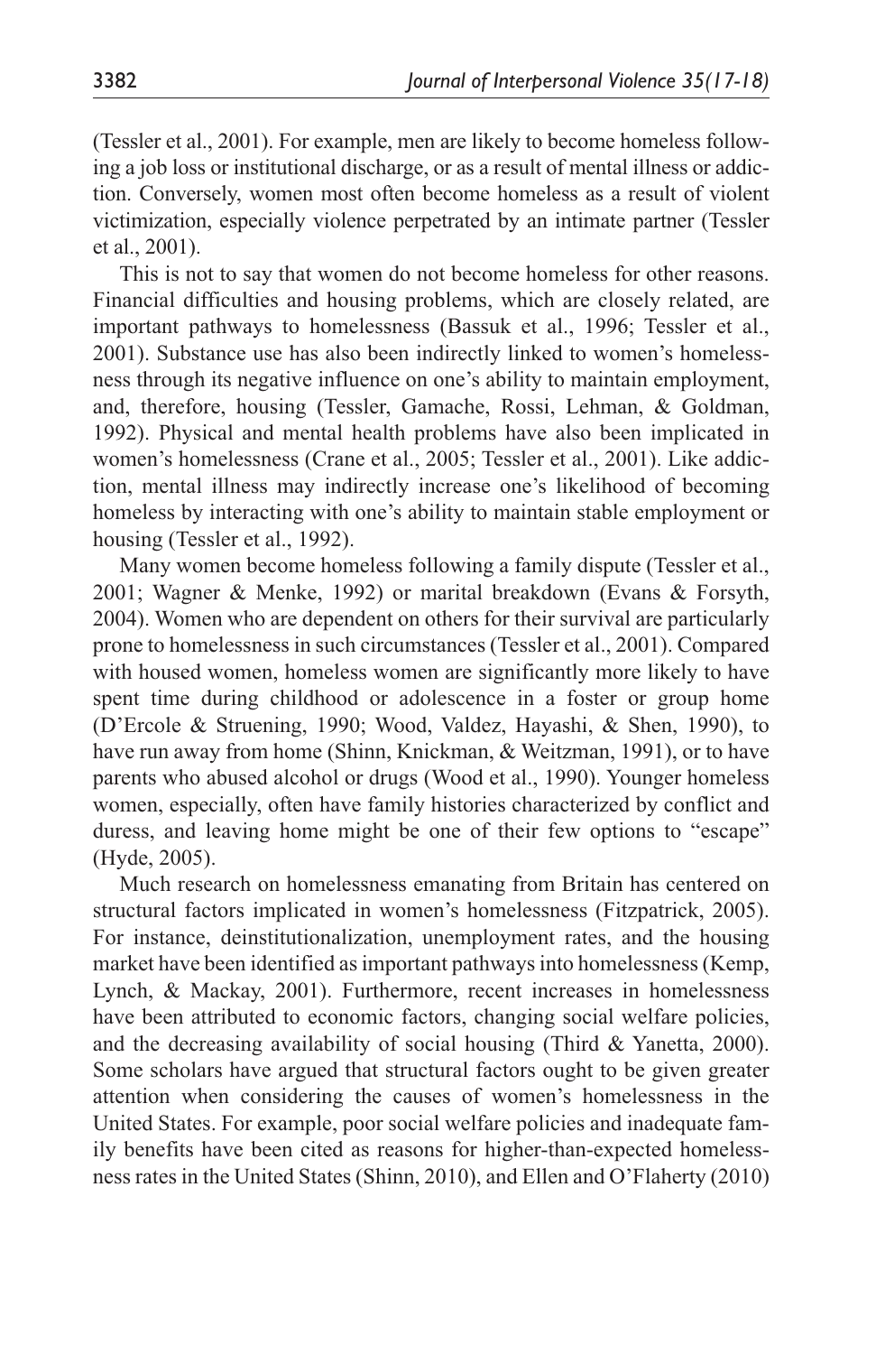(Tessler et al., 2001). For example, men are likely to become homeless following a job loss or institutional discharge, or as a result of mental illness or addiction. Conversely, women most often become homeless as a result of violent victimization, especially violence perpetrated by an intimate partner (Tessler et al., 2001).

This is not to say that women do not become homeless for other reasons. Financial difficulties and housing problems, which are closely related, are important pathways to homelessness (Bassuk et al., 1996; Tessler et al., 2001). Substance use has also been indirectly linked to women's homelessness through its negative influence on one's ability to maintain employment, and, therefore, housing (Tessler, Gamache, Rossi, Lehman, & Goldman, 1992). Physical and mental health problems have also been implicated in women's homelessness (Crane et al., 2005; Tessler et al., 2001). Like addiction, mental illness may indirectly increase one's likelihood of becoming homeless by interacting with one's ability to maintain stable employment or housing (Tessler et al., 1992).

Many women become homeless following a family dispute (Tessler et al., 2001; Wagner & Menke, 1992) or marital breakdown (Evans & Forsyth, 2004). Women who are dependent on others for their survival are particularly prone to homelessness in such circumstances (Tessler et al., 2001). Compared with housed women, homeless women are significantly more likely to have spent time during childhood or adolescence in a foster or group home (D'Ercole & Struening, 1990; Wood, Valdez, Hayashi, & Shen, 1990), to have run away from home (Shinn, Knickman, & Weitzman, 1991), or to have parents who abused alcohol or drugs (Wood et al., 1990). Younger homeless women, especially, often have family histories characterized by conflict and duress, and leaving home might be one of their few options to "escape" (Hyde, 2005).

Much research on homelessness emanating from Britain has centered on structural factors implicated in women's homelessness (Fitzpatrick, 2005). For instance, deinstitutionalization, unemployment rates, and the housing market have been identified as important pathways into homelessness (Kemp, Lynch, & Mackay, 2001). Furthermore, recent increases in homelessness have been attributed to economic factors, changing social welfare policies, and the decreasing availability of social housing (Third & Yanetta, 2000). Some scholars have argued that structural factors ought to be given greater attention when considering the causes of women's homelessness in the United States. For example, poor social welfare policies and inadequate family benefits have been cited as reasons for higher-than-expected homelessness rates in the United States (Shinn, 2010), and Ellen and O'Flaherty (2010)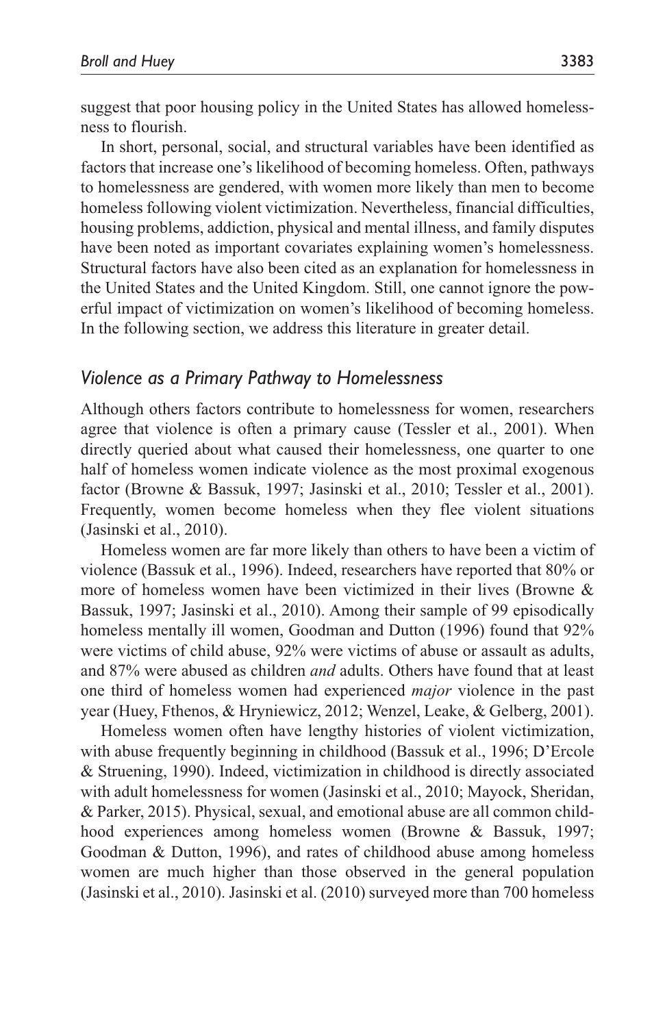suggest that poor housing policy in the United States has allowed homelessness to flourish.

In short, personal, social, and structural variables have been identified as factors that increase one's likelihood of becoming homeless. Often, pathways to homelessness are gendered, with women more likely than men to become homeless following violent victimization. Nevertheless, financial difficulties, housing problems, addiction, physical and mental illness, and family disputes have been noted as important covariates explaining women's homelessness. Structural factors have also been cited as an explanation for homelessness in the United States and the United Kingdom. Still, one cannot ignore the powerful impact of victimization on women's likelihood of becoming homeless. In the following section, we address this literature in greater detail.

### *Violence as a Primary Pathway to Homelessness*

Although others factors contribute to homelessness for women, researchers agree that violence is often a primary cause (Tessler et al., 2001). When directly queried about what caused their homelessness, one quarter to one half of homeless women indicate violence as the most proximal exogenous factor (Browne & Bassuk, 1997; Jasinski et al., 2010; Tessler et al., 2001). Frequently, women become homeless when they flee violent situations (Jasinski et al., 2010).

Homeless women are far more likely than others to have been a victim of violence (Bassuk et al., 1996). Indeed, researchers have reported that 80% or more of homeless women have been victimized in their lives (Browne & Bassuk, 1997; Jasinski et al., 2010). Among their sample of 99 episodically homeless mentally ill women, Goodman and Dutton (1996) found that 92% were victims of child abuse, 92% were victims of abuse or assault as adults, and 87% were abused as children *and* adults. Others have found that at least one third of homeless women had experienced *major* violence in the past year (Huey, Fthenos, & Hryniewicz, 2012; Wenzel, Leake, & Gelberg, 2001).

Homeless women often have lengthy histories of violent victimization, with abuse frequently beginning in childhood (Bassuk et al., 1996; D'Ercole & Struening, 1990). Indeed, victimization in childhood is directly associated with adult homelessness for women (Jasinski et al., 2010; Mayock, Sheridan, & Parker, 2015). Physical, sexual, and emotional abuse are all common childhood experiences among homeless women (Browne & Bassuk, 1997; Goodman & Dutton, 1996), and rates of childhood abuse among homeless women are much higher than those observed in the general population (Jasinski et al., 2010). Jasinski et al. (2010) surveyed more than 700 homeless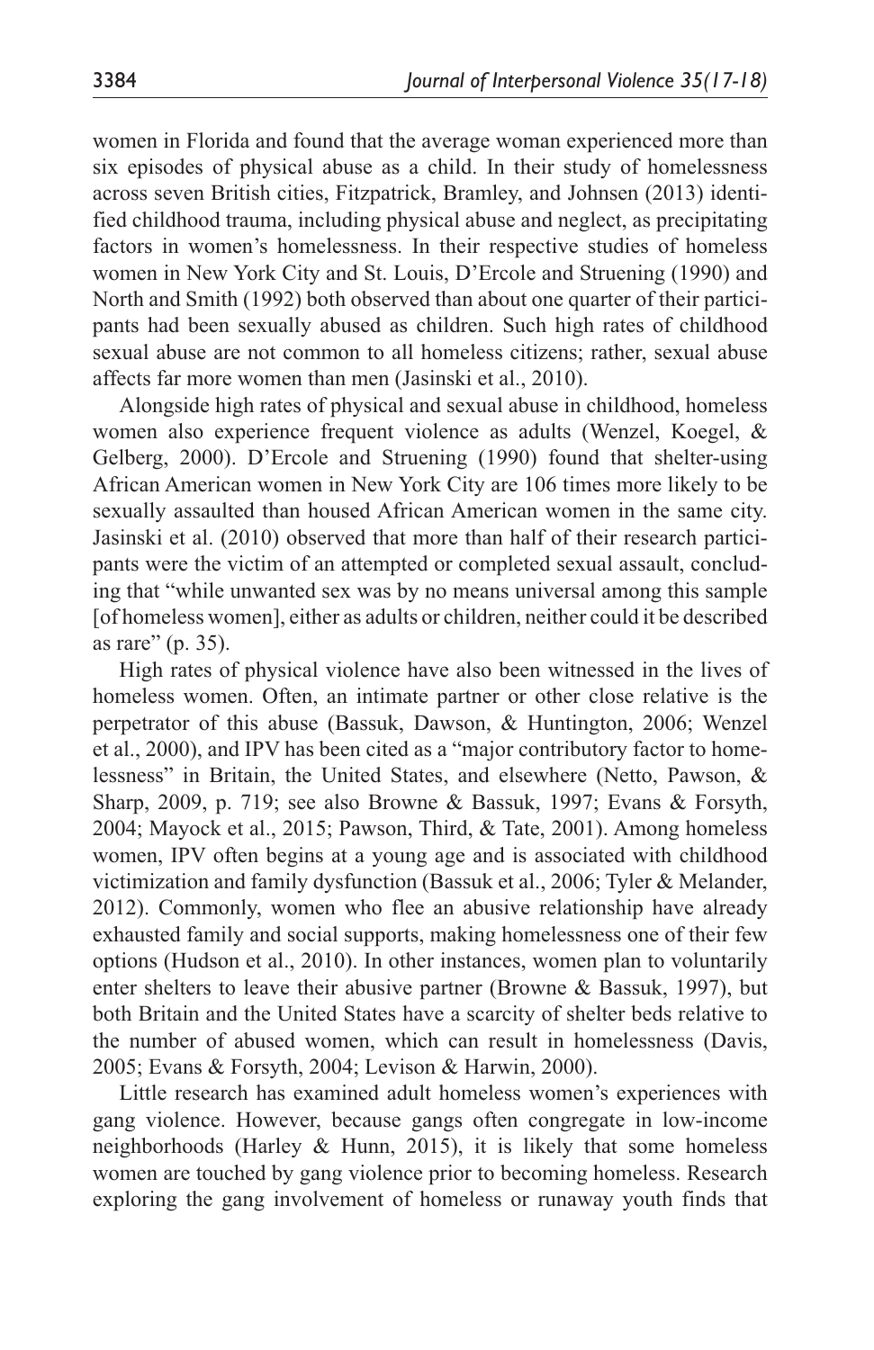women in Florida and found that the average woman experienced more than six episodes of physical abuse as a child. In their study of homelessness across seven British cities, Fitzpatrick, Bramley, and Johnsen (2013) identified childhood trauma, including physical abuse and neglect, as precipitating factors in women's homelessness. In their respective studies of homeless women in New York City and St. Louis, D'Ercole and Struening (1990) and North and Smith (1992) both observed than about one quarter of their participants had been sexually abused as children. Such high rates of childhood sexual abuse are not common to all homeless citizens; rather, sexual abuse affects far more women than men (Jasinski et al., 2010).

Alongside high rates of physical and sexual abuse in childhood, homeless women also experience frequent violence as adults (Wenzel, Koegel, & Gelberg, 2000). D'Ercole and Struening (1990) found that shelter-using African American women in New York City are 106 times more likely to be sexually assaulted than housed African American women in the same city. Jasinski et al. (2010) observed that more than half of their research participants were the victim of an attempted or completed sexual assault, concluding that "while unwanted sex was by no means universal among this sample [of homeless women], either as adults or children, neither could it be described as rare" (p. 35).

High rates of physical violence have also been witnessed in the lives of homeless women. Often, an intimate partner or other close relative is the perpetrator of this abuse (Bassuk, Dawson, & Huntington, 2006; Wenzel et al., 2000), and IPV has been cited as a "major contributory factor to homelessness" in Britain, the United States, and elsewhere (Netto, Pawson, & Sharp, 2009, p. 719; see also Browne & Bassuk, 1997; Evans & Forsyth, 2004; Mayock et al., 2015; Pawson, Third, & Tate, 2001). Among homeless women, IPV often begins at a young age and is associated with childhood victimization and family dysfunction (Bassuk et al., 2006; Tyler & Melander, 2012). Commonly, women who flee an abusive relationship have already exhausted family and social supports, making homelessness one of their few options (Hudson et al., 2010). In other instances, women plan to voluntarily enter shelters to leave their abusive partner (Browne & Bassuk, 1997), but both Britain and the United States have a scarcity of shelter beds relative to the number of abused women, which can result in homelessness (Davis, 2005; Evans & Forsyth, 2004; Levison & Harwin, 2000).

Little research has examined adult homeless women's experiences with gang violence. However, because gangs often congregate in low-income neighborhoods (Harley & Hunn, 2015), it is likely that some homeless women are touched by gang violence prior to becoming homeless. Research exploring the gang involvement of homeless or runaway youth finds that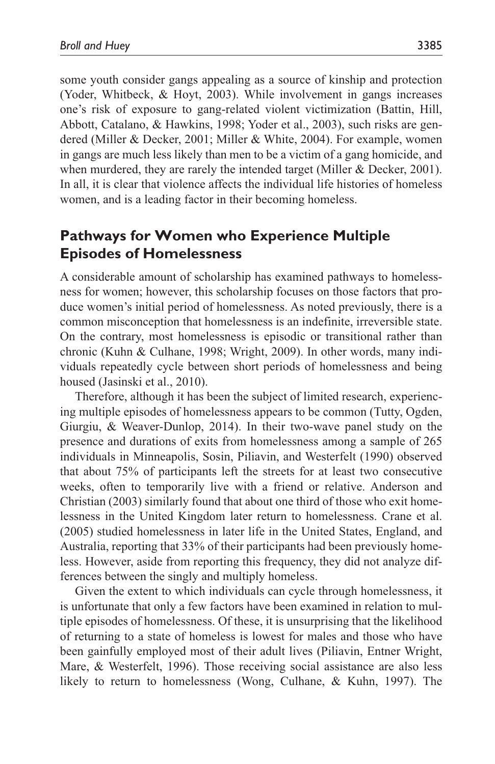some youth consider gangs appealing as a source of kinship and protection (Yoder, Whitbeck, & Hoyt, 2003). While involvement in gangs increases one's risk of exposure to gang-related violent victimization (Battin, Hill, Abbott, Catalano, & Hawkins, 1998; Yoder et al., 2003), such risks are gendered (Miller & Decker, 2001; Miller & White, 2004). For example, women in gangs are much less likely than men to be a victim of a gang homicide, and when murdered, they are rarely the intended target (Miller & Decker, 2001). In all, it is clear that violence affects the individual life histories of homeless women, and is a leading factor in their becoming homeless.

## Pathways for Women who Experience Multiple Episodes of Homelessness

A considerable amount of scholarship has examined pathways to homelessness for women; however, this scholarship focuses on those factors that produce women's initial period of homelessness. As noted previously, there is a common misconception that homelessness is an indefinite, irreversible state. On the contrary, most homelessness is episodic or transitional rather than chronic (Kuhn & Culhane, 1998; Wright, 2009). In other words, many individuals repeatedly cycle between short periods of homelessness and being housed (Jasinski et al., 2010).

Therefore, although it has been the subject of limited research, experiencing multiple episodes of homelessness appears to be common (Tutty, Ogden, Giurgiu, & Weaver-Dunlop, 2014). In their two-wave panel study on the presence and durations of exits from homelessness among a sample of 265 individuals in Minneapolis, Sosin, Piliavin, and Westerfelt (1990) observed that about 75% of participants left the streets for at least two consecutive weeks, often to temporarily live with a friend or relative. Anderson and Christian (2003) similarly found that about one third of those who exit homelessness in the United Kingdom later return to homelessness. Crane et al. (2005) studied homelessness in later life in the United States, England, and Australia, reporting that 33% of their participants had been previously homeless. However, aside from reporting this frequency, they did not analyze differences between the singly and multiply homeless.

Given the extent to which individuals can cycle through homelessness, it is unfortunate that only a few factors have been examined in relation to multiple episodes of homelessness. Of these, it is unsurprising that the likelihood of returning to a state of homeless is lowest for males and those who have been gainfully employed most of their adult lives (Piliavin, Entner Wright, Mare, & Westerfelt, 1996). Those receiving social assistance are also less likely to return to homelessness (Wong, Culhane, & Kuhn, 1997). The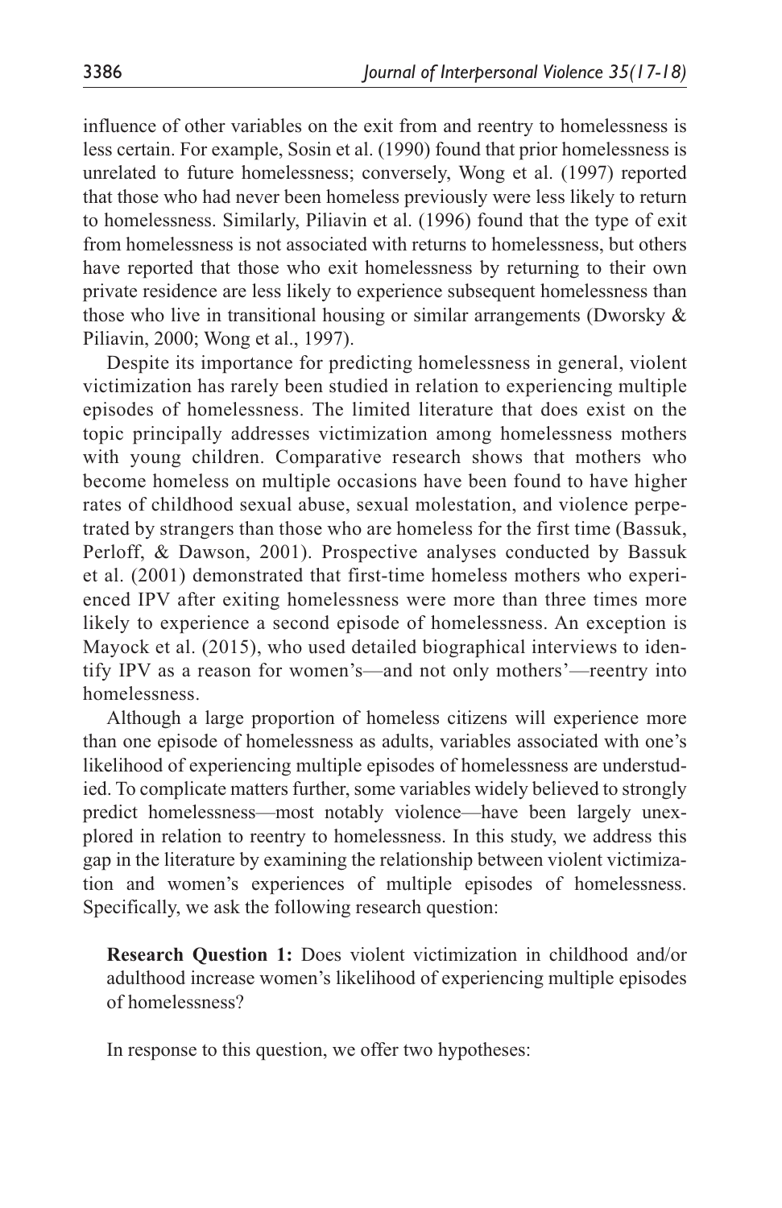influence of other variables on the exit from and reentry to homelessness is less certain. For example, Sosin et al. (1990) found that prior homelessness is unrelated to future homelessness; conversely, Wong et al. (1997) reported that those who had never been homeless previously were less likely to return to homelessness. Similarly, Piliavin et al. (1996) found that the type of exit from homelessness is not associated with returns to homelessness, but others have reported that those who exit homelessness by returning to their own private residence are less likely to experience subsequent homelessness than those who live in transitional housing or similar arrangements (Dworsky & Piliavin, 2000; Wong et al., 1997).

Despite its importance for predicting homelessness in general, violent victimization has rarely been studied in relation to experiencing multiple episodes of homelessness. The limited literature that does exist on the topic principally addresses victimization among homelessness mothers with young children. Comparative research shows that mothers who become homeless on multiple occasions have been found to have higher rates of childhood sexual abuse, sexual molestation, and violence perpetrated by strangers than those who are homeless for the first time (Bassuk, Perloff, & Dawson, 2001). Prospective analyses conducted by Bassuk et al. (2001) demonstrated that first-time homeless mothers who experienced IPV after exiting homelessness were more than three times more likely to experience a second episode of homelessness. An exception is Mayock et al. (2015), who used detailed biographical interviews to identify IPV as a reason for women's—and not only mothers'—reentry into homelessness.

Although a large proportion of homeless citizens will experience more than one episode of homelessness as adults, variables associated with one's likelihood of experiencing multiple episodes of homelessness are understudied. To complicate matters further, some variables widely believed to strongly predict homelessness—most notably violence—have been largely unexplored in relation to reentry to homelessness. In this study, we address this gap in the literature by examining the relationship between violent victimization and women's experiences of multiple episodes of homelessness. Specifically, we ask the following research question:

**Research Question 1:** Does violent victimization in childhood and/or adulthood increase women's likelihood of experiencing multiple episodes of homelessness?

In response to this question, we offer two hypotheses: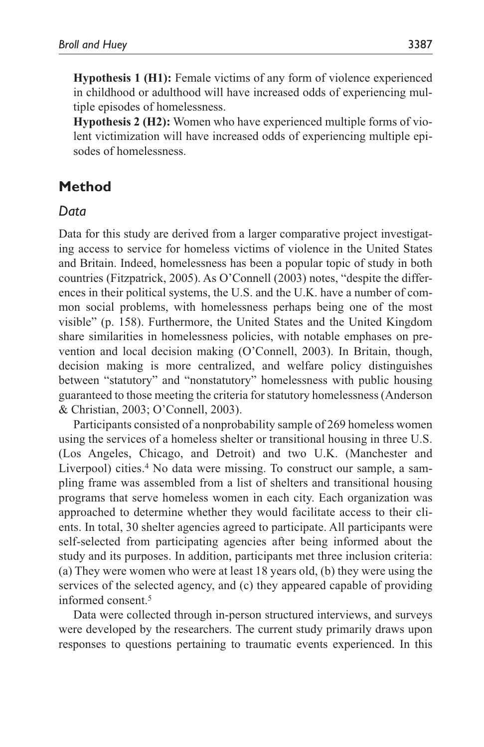**Hypothesis 1 (H1):** Female victims of any form of violence experienced in childhood or adulthood will have increased odds of experiencing multiple episodes of homelessness.

**Hypothesis 2 (H2):** Women who have experienced multiple forms of violent victimization will have increased odds of experiencing multiple episodes of homelessness.

## Method

### *Data*

Data for this study are derived from a larger comparative project investigating access to service for homeless victims of violence in the United States and Britain. Indeed, homelessness has been a popular topic of study in both countries (Fitzpatrick, 2005). As O'Connell (2003) notes, "despite the differences in their political systems, the U.S. and the U.K. have a number of common social problems, with homelessness perhaps being one of the most visible" (p. 158). Furthermore, the United States and the United Kingdom share similarities in homelessness policies, with notable emphases on prevention and local decision making (O'Connell, 2003). In Britain, though, decision making is more centralized, and welfare policy distinguishes between "statutory" and "nonstatutory" homelessness with public housing guaranteed to those meeting the criteria for statutory homelessness (Anderson & Christian, 2003; O'Connell, 2003).

Participants consisted of a nonprobability sample of 269 homeless women using the services of a homeless shelter or transitional housing in three U.S. (Los Angeles, Chicago, and Detroit) and two U.K. (Manchester and Liverpool) cities.[4] No data were missing. To construct our sample, a sampling frame was assembled from a list of shelters and transitional housing programs that serve homeless women in each city. Each organization was approached to determine whether they would facilitate access to their clients. In total, 30 shelter agencies agreed to participate. All participants were self-selected from participating agencies after being informed about the study and its purposes. In addition, participants met three inclusion criteria: (a) They were women who were at least 18 years old, (b) they were using the services of the selected agency, and (c) they appeared capable of providing informed consent.[5]

Data were collected through in-person structured interviews, and surveys were developed by the researchers. The current study primarily draws upon responses to questions pertaining to traumatic events experienced. In this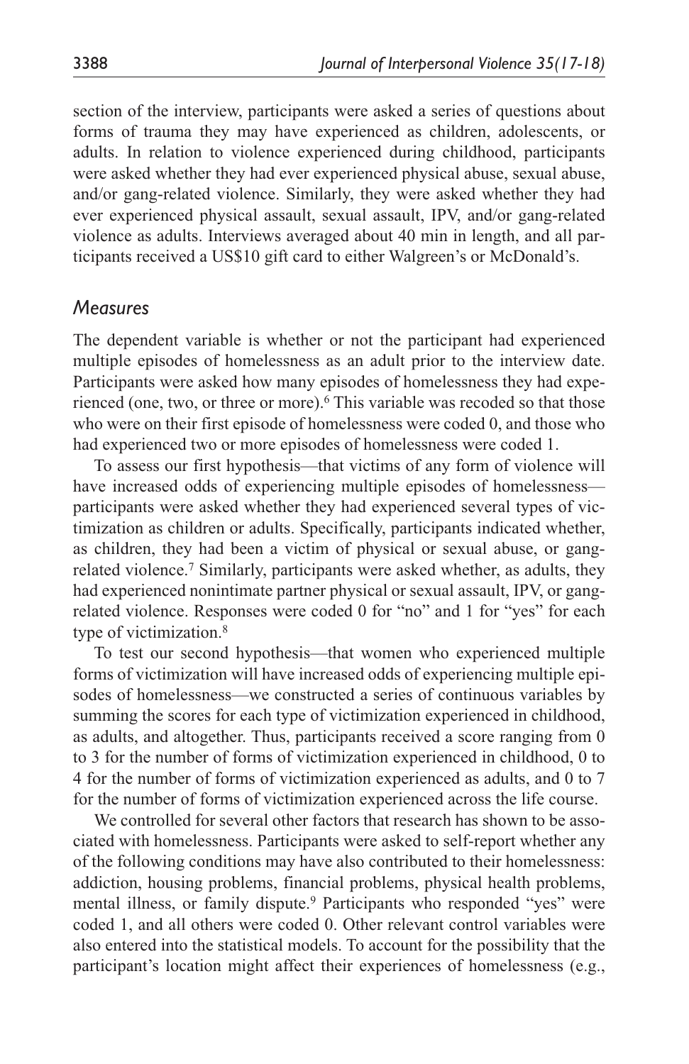section of the interview, participants were asked a series of questions about forms of trauma they may have experienced as children, adolescents, or adults. In relation to violence experienced during childhood, participants were asked whether they had ever experienced physical abuse, sexual abuse, and/or gang-related violence. Similarly, they were asked whether they had ever experienced physical assault, sexual assault, IPV, and/or gang-related violence as adults. Interviews averaged about 40 min in length, and all participants received a US$10 gift card to either Walgreen's or McDonald's.

## *Measures*

The dependent variable is whether or not the participant had experienced multiple episodes of homelessness as an adult prior to the interview date. Participants were asked how many episodes of homelessness they had experienced (one, two, or three or more).[6] This variable was recoded so that those who were on their first episode of homelessness were coded 0, and those who had experienced two or more episodes of homelessness were coded 1.

To assess our first hypothesis—that victims of any form of violence will have increased odds of experiencing multiple episodes of homelessness—participants were asked whether they had experienced several types of victimization as children or adults. Specifically, participants indicated whether, as children, they had been a victim of physical or sexual abuse, or gang-related violence.[7] Similarly, participants were asked whether, as adults, they had experienced nonintimate partner physical or sexual assault, IPV, or gang-related violence. Responses were coded 0 for "no" and 1 for "yes" for each type of victimization.[8]

To test our second hypothesis—that women who experienced multiple forms of victimization will have increased odds of experiencing multiple episodes of homelessness—we constructed a series of continuous variables by summing the scores for each type of victimization experienced in childhood, as adults, and altogether. Thus, participants received a score ranging from 0 to 3 for the number of forms of victimization experienced in childhood, 0 to 4 for the number of forms of victimization experienced as adults, and 0 to 7 for the number of forms of victimization experienced across the life course.

We controlled for several other factors that research has shown to be associated with homelessness. Participants were asked to self-report whether any of the following conditions may have also contributed to their homelessness: addiction, housing problems, financial problems, physical health problems, mental illness, or family dispute.[9] Participants who responded "yes" were coded 1, and all others were coded 0. Other relevant control variables were also entered into the statistical models. To account for the possibility that the participant's location might affect their experiences of homelessness (e.g.,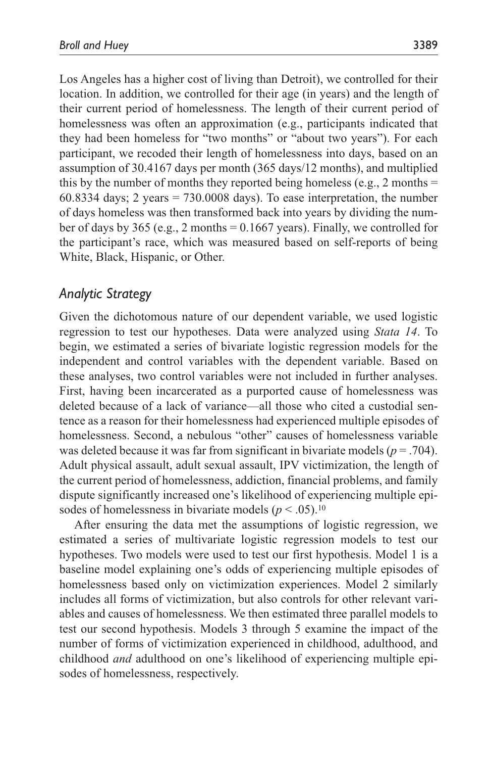Los Angeles has a higher cost of living than Detroit), we controlled for their location. In addition, we controlled for their age (in years) and the length of their current period of homelessness. The length of their current period of homelessness was often an approximation (e.g., participants indicated that they had been homeless for "two months" or "about two years"). For each participant, we recoded their length of homelessness into days, based on an assumption of 30.4167 days per month (365 days/12 months), and multiplied this by the number of months they reported being homeless (e.g., 2 months = 60.8334 days; 2 years = 730.0008 days). To ease interpretation, the number of days homeless was then transformed back into years by dividing the number of days by 365 (e.g., 2 months = 0.1667 years). Finally, we controlled for the participant's race, which was measured based on self-reports of being White, Black, Hispanic, or Other.

## *Analytic Strategy*

Given the dichotomous nature of our dependent variable, we used logistic regression to test our hypotheses. Data were analyzed using *Stata 14*. To begin, we estimated a series of bivariate logistic regression models for the independent and control variables with the dependent variable. Based on these analyses, two control variables were not included in further analyses. First, having been incarcerated as a purported cause of homelessness was deleted because of a lack of variance—all those who cited a custodial sentence as a reason for their homelessness had experienced multiple episodes of homelessness. Second, a nebulous "other" causes of homelessness variable was deleted because it was far from significant in bivariate models ($p = .704$). Adult physical assault, adult sexual assault, IPV victimization, the length of the current period of homelessness, addiction, financial problems, and family dispute significantly increased one's likelihood of experiencing multiple episodes of homelessness in bivariate models ($p < .05$).[10]

After ensuring the data met the assumptions of logistic regression, we estimated a series of multivariate logistic regression models to test our hypotheses. Two models were used to test our first hypothesis. Model 1 is a baseline model explaining one's odds of experiencing multiple episodes of homelessness based only on victimization experiences. Model 2 similarly includes all forms of victimization, but also controls for other relevant variables and causes of homelessness. We then estimated three parallel models to test our second hypothesis. Models 3 through 5 examine the impact of the number of forms of victimization experienced in childhood, adulthood, and childhood *and* adulthood on one's likelihood of experiencing multiple episodes of homelessness, respectively.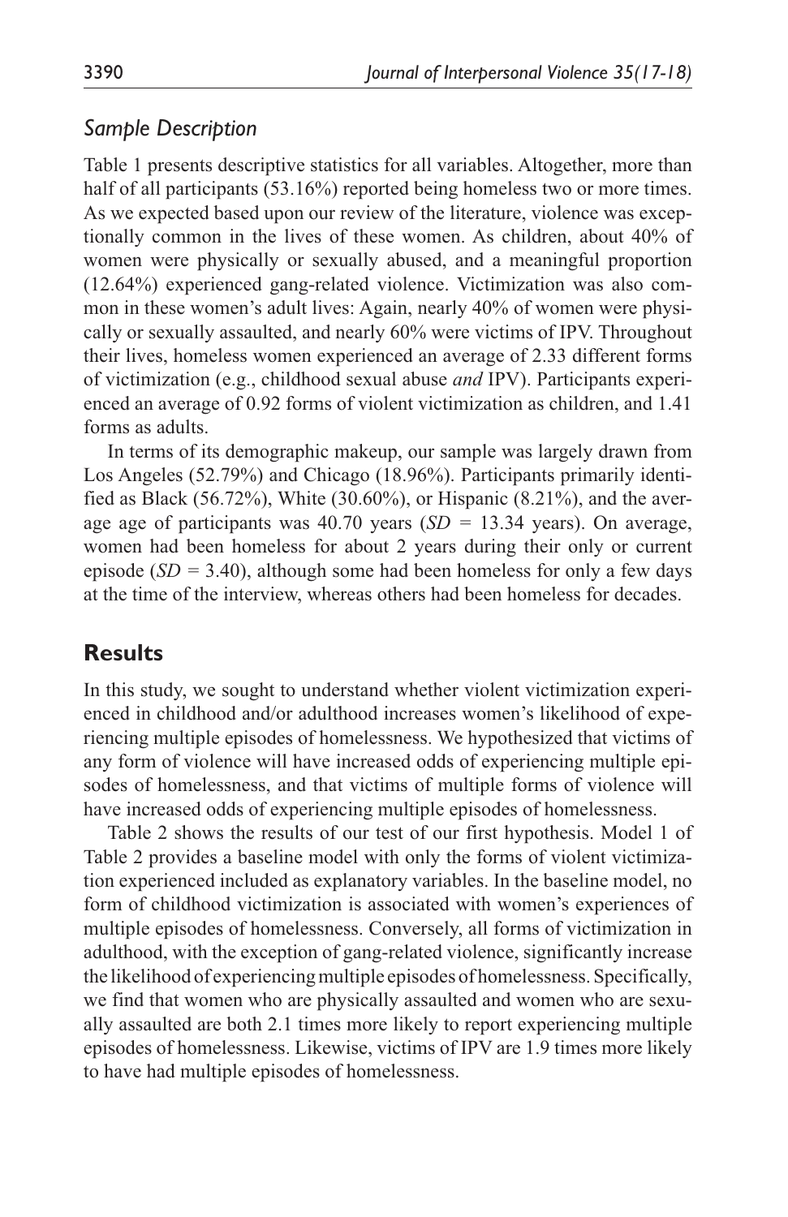### *Sample Description*

Table 1 presents descriptive statistics for all variables. Altogether, more than half of all participants (53.16%) reported being homeless two or more times. As we expected based upon our review of the literature, violence was exceptionally common in the lives of these women. As children, about 40% of women were physically or sexually abused, and a meaningful proportion (12.64%) experienced gang-related violence. Victimization was also common in these women's adult lives: Again, nearly 40% of women were physically or sexually assaulted, and nearly 60% were victims of IPV. Throughout their lives, homeless women experienced an average of 2.33 different forms of victimization (e.g., childhood sexual abuse *and* IPV). Participants experienced an average of 0.92 forms of violent victimization as children, and 1.41 forms as adults.

In terms of its demographic makeup, our sample was largely drawn from Los Angeles (52.79%) and Chicago (18.96%). Participants primarily identified as Black (56.72%), White (30.60%), or Hispanic (8.21%), and the average age of participants was 40.70 years ($SD$ = 13.34 years). On average, women had been homeless for about 2 years during their only or current episode ($SD$ = 3.40), although some had been homeless for only a few days at the time of the interview, whereas others had been homeless for decades.

## Results

In this study, we sought to understand whether violent victimization experienced in childhood and/or adulthood increases women's likelihood of experiencing multiple episodes of homelessness. We hypothesized that victims of any form of violence will have increased odds of experiencing multiple episodes of homelessness, and that victims of multiple forms of violence will have increased odds of experiencing multiple episodes of homelessness.

Table 2 shows the results of our test of our first hypothesis. Model 1 of Table 2 provides a baseline model with only the forms of violent victimization experienced included as explanatory variables. In the baseline model, no form of childhood victimization is associated with women's experiences of multiple episodes of homelessness. Conversely, all forms of victimization in adulthood, with the exception of gang-related violence, significantly increase the likelihood of experiencing multiple episodes of homelessness. Specifically, we find that women who are physically assaulted and women who are sexually assaulted are both 2.1 times more likely to report experiencing multiple episodes of homelessness. Likewise, victims of IPV are 1.9 times more likely to have had multiple episodes of homelessness.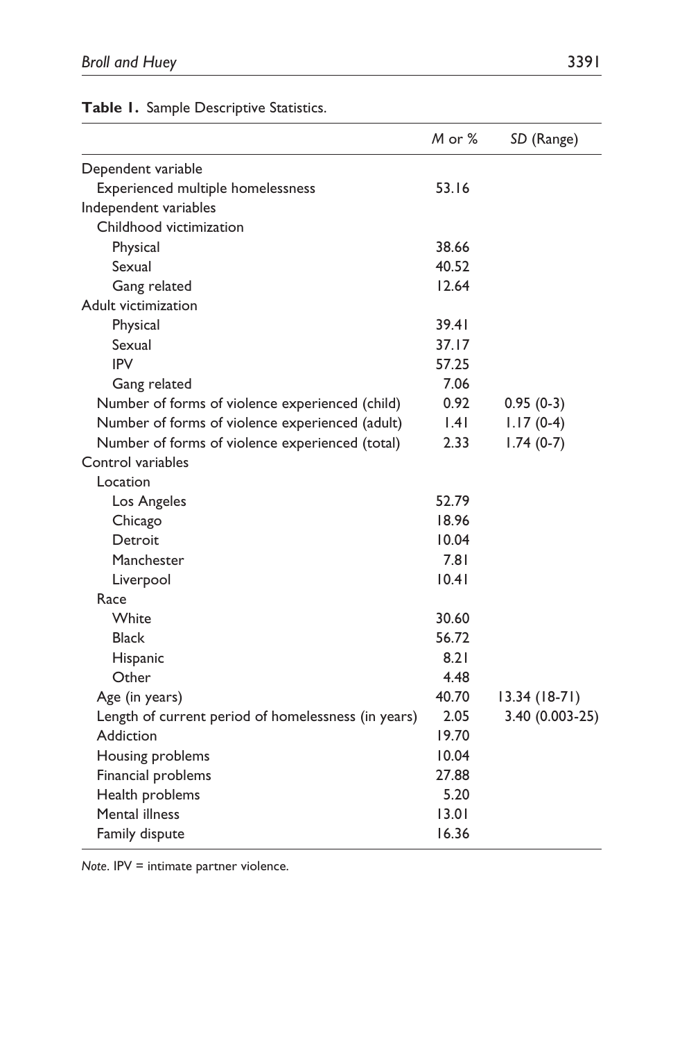**Table 1.** Sample Descriptive Statistics.

| | *M* or % | *SD* (Range) |
|---|---|---|
| Dependent variable | | |
| Experienced multiple homelessness | 53.16 | |
| Independent variables | | |
| Childhood victimization | | |
| Physical | 38.66 | |
| Sexual | 40.52 | |
| Gang related | 12.64 | |
| Adult victimization | | |
| Physical | 39.41 | |
| Sexual | 37.17 | |
| IPV | 57.25 | |
| Gang related | 7.06 | |
| Number of forms of violence experienced (child) | 0.92 | 0.95 (0-3) |
| Number of forms of violence experienced (adult) | 1.41 | 1.17 (0-4) |
| Number of forms of violence experienced (total) | 2.33 | 1.74 (0-7) |
| Control variables | | |
| Location | | |
| Los Angeles | 52.79 | |
| Chicago | 18.96 | |
| Detroit | 10.04 | |
| Manchester | 7.81 | |
| Liverpool | 10.41 | |
| Race | | |
| White | 30.60 | |
| Black | 56.72 | |
| Hispanic | 8.21 | |
| Other | 4.48 | |
| Age (in years) | 40.70 | 13.34 (18-71) |
| Length of current period of homelessness (in years) | 2.05 | 3.40 (0.003-25) |
| Addiction | 19.70 | |
| Housing problems | 10.04 | |
| Financial problems | 27.88 | |
| Health problems | 5.20 | |
| Mental illness | 13.01 | |
| Family dispute | 16.36 | |

*Note*. IPV = intimate partner violence.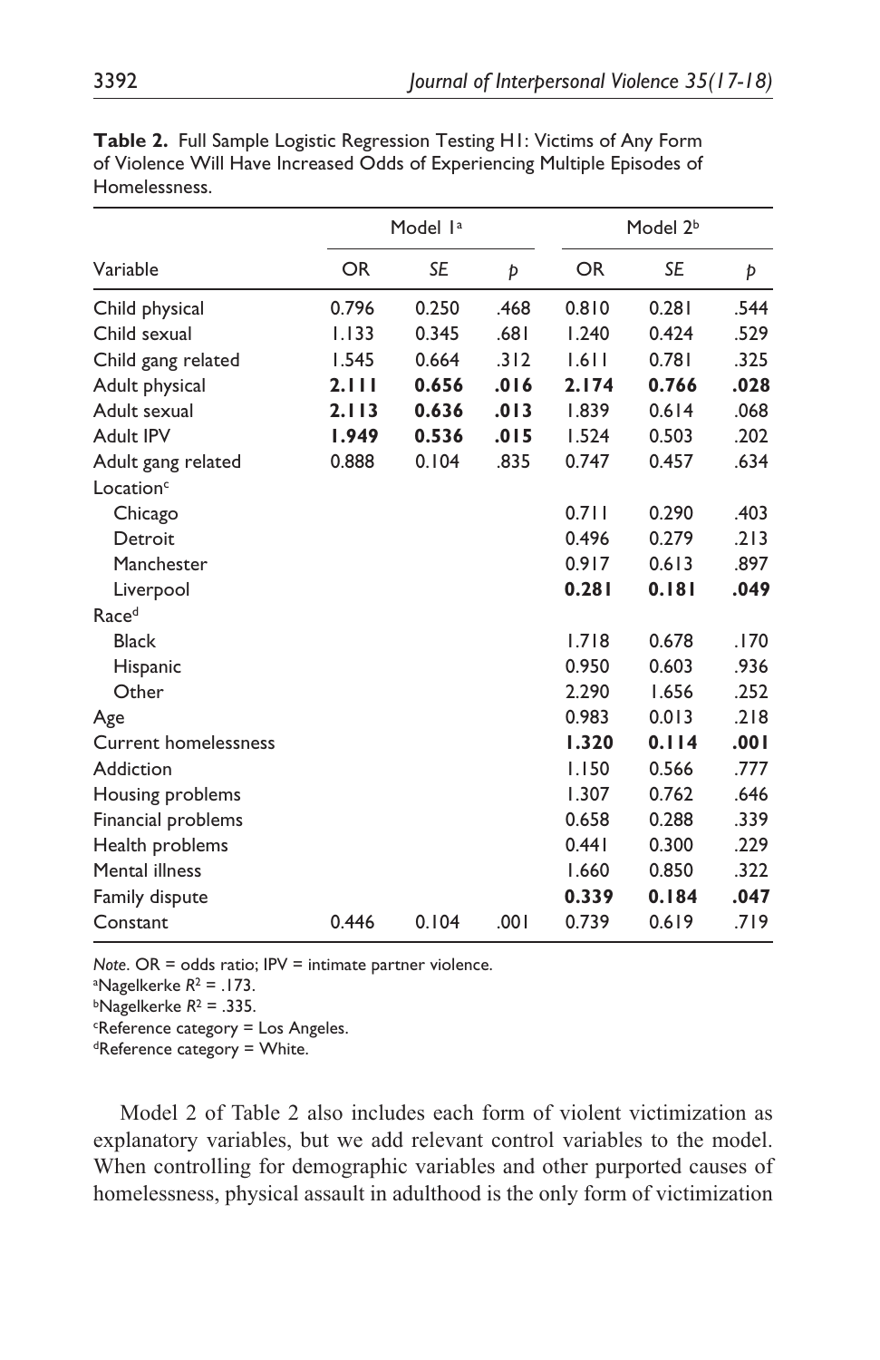**Table 2.** Full Sample Logistic Regression Testing H1: Victims of Any Form of Violence Will Have Increased Odds of Experiencing Multiple Episodes of Homelessness.

| Variable | Model 1[a] | | | Model 2[b] | | |
|---|---|---|---|---|---|---|
| | OR | *SE* | *p* | OR | *SE* | *p* |
| Child physical | 0.796 | 0.250 | .468 | 0.810 | 0.281 | .544 |
| Child sexual | 1.133 | 0.345 | .681 | 1.240 | 0.424 | .529 |
| Child gang related | 1.545 | 0.664 | .312 | 1.611 | 0.781 | .325 |
| Adult physical | **2.111** | **0.656** | **.016** | **2.174** | **0.766** | **.028** |
| Adult sexual | **2.113** | **0.636** | **.013** | 1.839 | 0.614 | .068 |
| Adult IPV | **1.949** | **0.536** | **.015** | 1.524 | 0.503 | .202 |
| Adult gang related | 0.888 | 0.104 | .835 | 0.747 | 0.457 | .634 |
| Location[c] | | | | | | |
| Chicago | | | | 0.711 | 0.290 | .403 |
| Detroit | | | | 0.496 | 0.279 | .213 |
| Manchester | | | | 0.917 | 0.613 | .897 |
| Liverpool | | | | **0.281** | **0.181** | **.049** |
| Race[d] | | | | | | |
| Black | | | | 1.718 | 0.678 | .170 |
| Hispanic | | | | 0.950 | 0.603 | .936 |
| Other | | | | 2.290 | 1.656 | .252 |
| Age | | | | 0.983 | 0.013 | .218 |
| Current homelessness | | | | **1.320** | **0.114** | **.001** |
| Addiction | | | | 1.150 | 0.566 | .777 |
| Housing problems | | | | 1.307 | 0.762 | .646 |
| Financial problems | | | | 0.658 | 0.288 | .339 |
| Health problems | | | | 0.441 | 0.300 | .229 |
| Mental illness | | | | 1.660 | 0.850 | .322 |
| Family dispute | | | | **0.339** | **0.184** | **.047** |
| Constant | 0.446 | 0.104 | .001 | 0.739 | 0.619 | .719 |

*Note*. OR = odds ratio; IPV = intimate partner violence.
[a]Nagelkerke $R^2$ = .173.
[b]Nagelkerke $R^2$ = .335.
[c]Reference category = Los Angeles.
[d]Reference category = White.

Model 2 of Table 2 also includes each form of violent victimization as explanatory variables, but we add relevant control variables to the model. When controlling for demographic variables and other purported causes of homelessness, physical assault in adulthood is the only form of victimization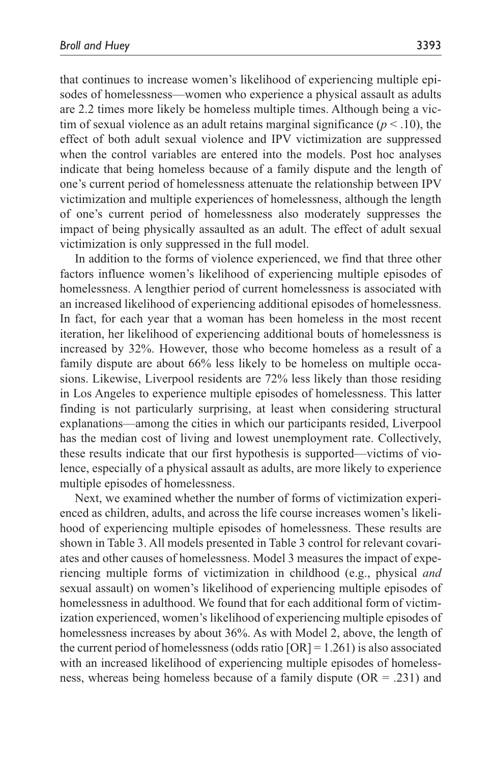that continues to increase women's likelihood of experiencing multiple episodes of homelessness—women who experience a physical assault as adults are 2.2 times more likely be homeless multiple times. Although being a victim of sexual violence as an adult retains marginal significance ($p < .10$), the effect of both adult sexual violence and IPV victimization are suppressed when the control variables are entered into the models. Post hoc analyses indicate that being homeless because of a family dispute and the length of one's current period of homelessness attenuate the relationship between IPV victimization and multiple experiences of homelessness, although the length of one's current period of homelessness also moderately suppresses the impact of being physically assaulted as an adult. The effect of adult sexual victimization is only suppressed in the full model.

In addition to the forms of violence experienced, we find that three other factors influence women's likelihood of experiencing multiple episodes of homelessness. A lengthier period of current homelessness is associated with an increased likelihood of experiencing additional episodes of homelessness. In fact, for each year that a woman has been homeless in the most recent iteration, her likelihood of experiencing additional bouts of homelessness is increased by 32%. However, those who become homeless as a result of a family dispute are about 66% less likely to be homeless on multiple occasions. Likewise, Liverpool residents are 72% less likely than those residing in Los Angeles to experience multiple episodes of homelessness. This latter finding is not particularly surprising, at least when considering structural explanations—among the cities in which our participants resided, Liverpool has the median cost of living and lowest unemployment rate. Collectively, these results indicate that our first hypothesis is supported—victims of violence, especially of a physical assault as adults, are more likely to experience multiple episodes of homelessness.

Next, we examined whether the number of forms of victimization experienced as children, adults, and across the life course increases women's likelihood of experiencing multiple episodes of homelessness. These results are shown in Table 3. All models presented in Table 3 control for relevant covariates and other causes of homelessness. Model 3 measures the impact of experiencing multiple forms of victimization in childhood (e.g., physical *and* sexual assault) on women's likelihood of experiencing multiple episodes of homelessness in adulthood. We found that for each additional form of victimization experienced, women's likelihood of experiencing multiple episodes of homelessness increases by about 36%. As with Model 2, above, the length of the current period of homelessness (odds ratio [OR] = 1.261) is also associated with an increased likelihood of experiencing multiple episodes of homelessness, whereas being homeless because of a family dispute (OR = .231) and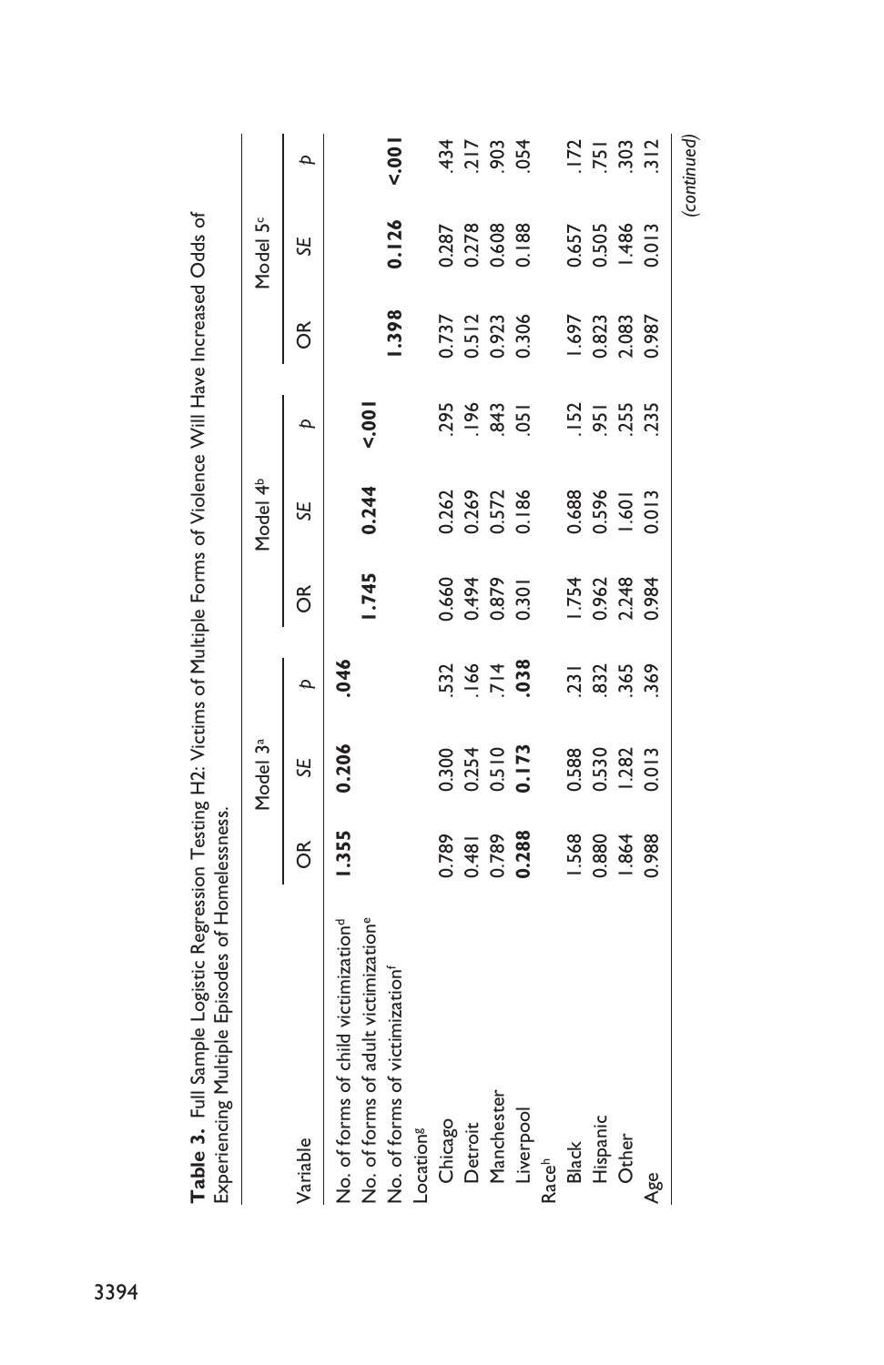**Table 3.** Full Sample Logistic Regression Testing H2: Victims of Multiple Forms of Violence Will Have Increased Odds of Experiencing Multiple Episodes of Homelessness.

| Variable | Model 3[a] | | | Model 4[b] | | | Model 5[c] | | |
|---|---|---|---|---|---|---|---|---|---|
| | OR | SE | p | OR | SE | p | OR | SE | p |
| No. of forms of child victimization[d] | **1.355** | **0.206** | **.046** | | | | | | |
| No. of forms of adult victimization[e] | | | | **1.745** | **0.244** | **<.001** | | | |
| No. of forms of victimization[f] | | | | | | | **1.398** | **0.126** | **<.001** |
| Location[g] | | | | | | | | | |
| Chicago | 0.789 | 0.300 | .532 | 0.660 | 0.262 | .295 | 0.737 | 0.287 | .434 |
| Detroit | 0.481 | 0.254 | .166 | 0.494 | 0.269 | .196 | 0.512 | 0.278 | .217 |
| Manchester | 0.789 | 0.510 | .714 | 0.879 | 0.572 | .843 | 0.923 | 0.608 | .903 |
| Liverpool | **0.288** | **0.173** | **.038** | 0.301 | 0.186 | .051 | 0.306 | 0.188 | .054 |
| Race[h] | | | | | | | | | |
| Black | 1.568 | 0.588 | .231 | 1.754 | 0.688 | .152 | 1.697 | 0.657 | .172 |
| Hispanic | 0.880 | 0.530 | .832 | 0.962 | 0.596 | .951 | 0.823 | 0.505 | .751 |
| Other | 1.864 | 1.282 | .365 | 2.248 | 1.601 | .255 | 2.083 | 1.486 | .303 |
| Age | 0.988 | 0.013 | .369 | 0.984 | 0.013 | .235 | 0.987 | 0.013 | .312 |

*(continued)*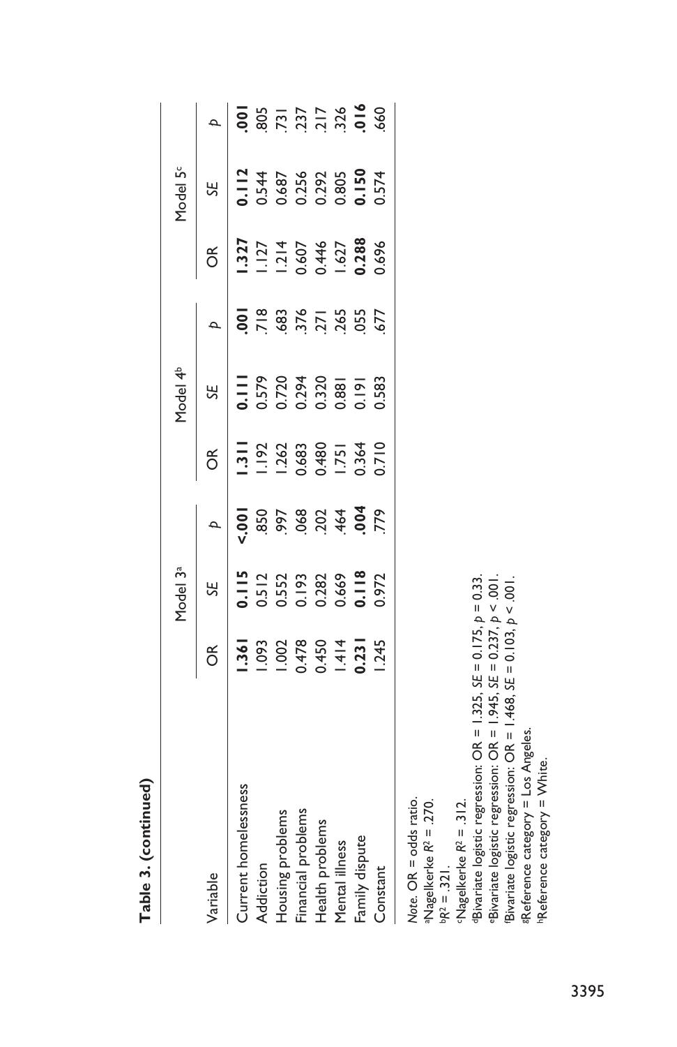**Table 3. (continued)**

| Variable | Model 3[a] | | | Model 4[b] | | | Model 5[c] | | |
|---|---|---|---|---|---|---|---|---|---|
| | OR | *SE* | *p* | OR | *SE* | *p* | OR | *SE* | *p* |
| Current homelessness | **1.361** | **0.115** | **<.001** | **1.311** | **0.111** | **.001** | **1.327** | **0.112** | **.001** |
| Addiction | 1.093 | 0.512 | .850 | 1.192 | 0.579 | .718 | 1.127 | 0.544 | .805 |
| Housing problems | 1.002 | 0.552 | .997 | 1.262 | 0.720 | .683 | 1.214 | 0.687 | .731 |
| Financial problems | 0.478 | 0.193 | .068 | 0.683 | 0.294 | .376 | 0.607 | 0.256 | .237 |
| Health problems | 0.450 | 0.282 | .202 | 0.480 | 0.320 | .271 | 0.446 | 0.292 | .217 |
| Mental illness | 1.414 | 0.669 | .464 | 1.751 | 0.881 | .265 | 1.627 | 0.805 | .326 |
| Family dispute | **0.231** | **0.118** | **.004** | 0.364 | 0.191 | .055 | **0.288** | **0.150** | **.016** |
| Constant | 1.245 | 0.972 | .779 | 0.710 | 0.583 | .677 | 0.696 | 0.574 | .660 |

*Note.* OR = odds ratio.
[a]Nagelkerke $R^2$ = .270.
[b]$R^2$ = .321.
[c]Nagelkerke $R^2$ = .312.
[d]Bivariate logistic regression: OR = 1.325, *SE* = 0.175, $p$ = 0.33.
[e]Bivariate logistic regression: OR = 1.945, *SE* = 0.237, $p < .001$.
[f]Bivariate logistic regression: OR = 1.468, *SE* = 0.103, $p < .001$.
[g]Reference category = Los Angeles.
[h]Reference category = White.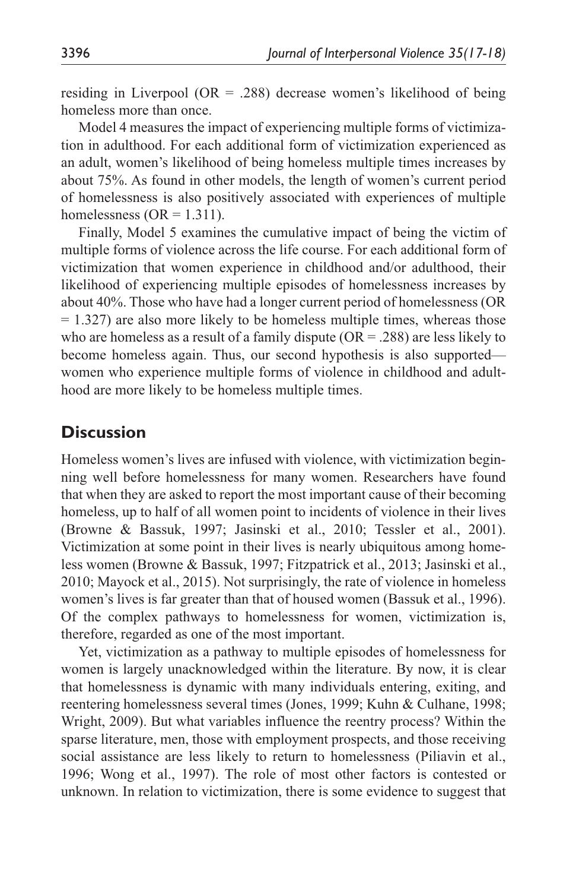residing in Liverpool (OR = .288) decrease women's likelihood of being homeless more than once.

Model 4 measures the impact of experiencing multiple forms of victimization in adulthood. For each additional form of victimization experienced as an adult, women's likelihood of being homeless multiple times increases by about 75%. As found in other models, the length of women's current period of homelessness is also positively associated with experiences of multiple homelessness (OR = 1.311).

Finally, Model 5 examines the cumulative impact of being the victim of multiple forms of violence across the life course. For each additional form of victimization that women experience in childhood and/or adulthood, their likelihood of experiencing multiple episodes of homelessness increases by about 40%. Those who have had a longer current period of homelessness (OR = 1.327) are also more likely to be homeless multiple times, whereas those who are homeless as a result of a family dispute (OR = .288) are less likely to become homeless again. Thus, our second hypothesis is also supported—women who experience multiple forms of violence in childhood and adulthood are more likely to be homeless multiple times.

## Discussion

Homeless women's lives are infused with violence, with victimization beginning well before homelessness for many women. Researchers have found that when they are asked to report the most important cause of their becoming homeless, up to half of all women point to incidents of violence in their lives (Browne & Bassuk, 1997; Jasinski et al., 2010; Tessler et al., 2001). Victimization at some point in their lives is nearly ubiquitous among homeless women (Browne & Bassuk, 1997; Fitzpatrick et al., 2013; Jasinski et al., 2010; Mayock et al., 2015). Not surprisingly, the rate of violence in homeless women's lives is far greater than that of housed women (Bassuk et al., 1996). Of the complex pathways to homelessness for women, victimization is, therefore, regarded as one of the most important.

Yet, victimization as a pathway to multiple episodes of homelessness for women is largely unacknowledged within the literature. By now, it is clear that homelessness is dynamic with many individuals entering, exiting, and reentering homelessness several times (Jones, 1999; Kuhn & Culhane, 1998; Wright, 2009). But what variables influence the reentry process? Within the sparse literature, men, those with employment prospects, and those receiving social assistance are less likely to return to homelessness (Piliavin et al., 1996; Wong et al., 1997). The role of most other factors is contested or unknown. In relation to victimization, there is some evidence to suggest that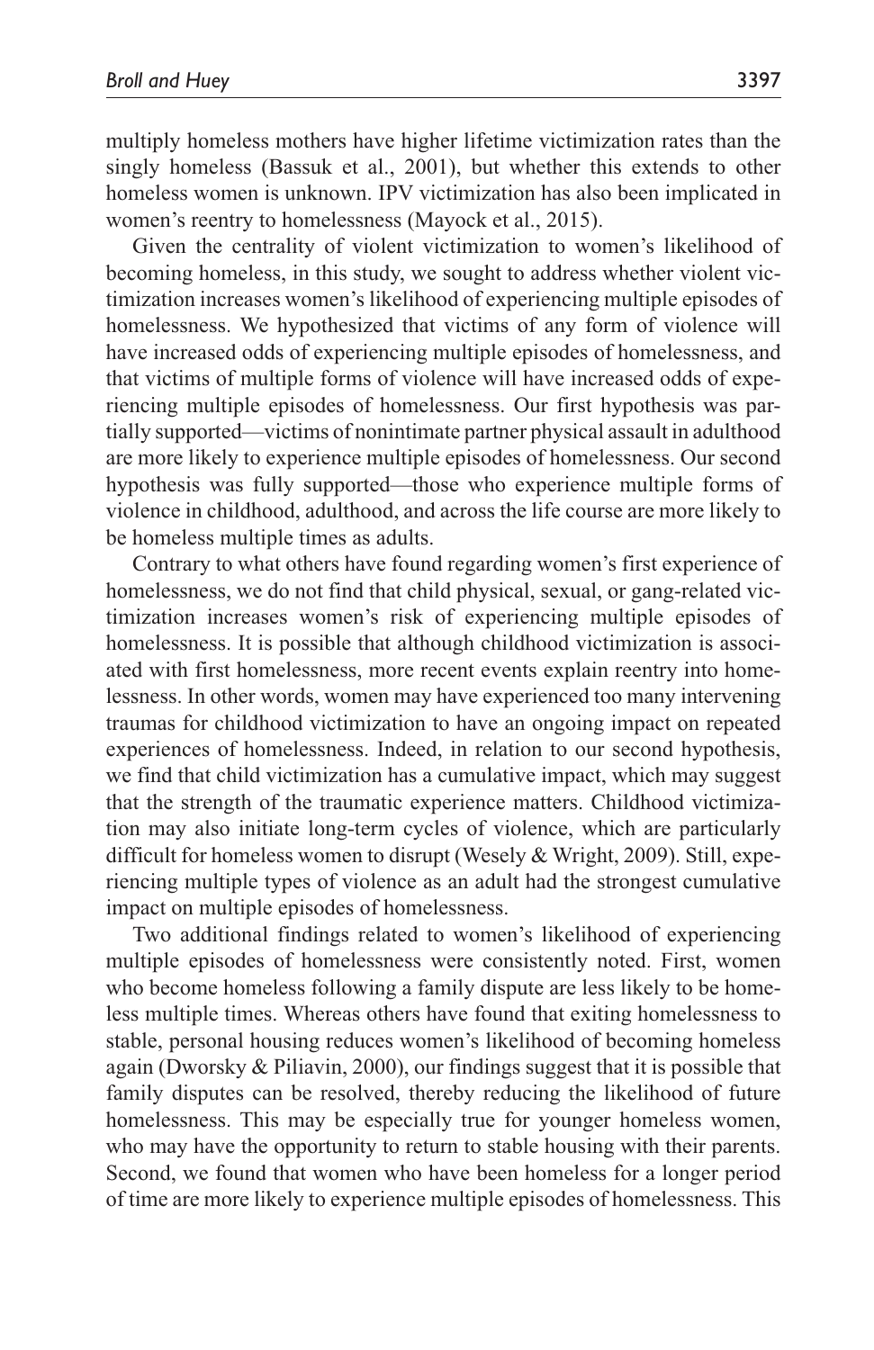multiply homeless mothers have higher lifetime victimization rates than the singly homeless (Bassuk et al., 2001), but whether this extends to other homeless women is unknown. IPV victimization has also been implicated in women's reentry to homelessness (Mayock et al., 2015).

Given the centrality of violent victimization to women's likelihood of becoming homeless, in this study, we sought to address whether violent victimization increases women's likelihood of experiencing multiple episodes of homelessness. We hypothesized that victims of any form of violence will have increased odds of experiencing multiple episodes of homelessness, and that victims of multiple forms of violence will have increased odds of experiencing multiple episodes of homelessness. Our first hypothesis was partially supported—victims of nonintimate partner physical assault in adulthood are more likely to experience multiple episodes of homelessness. Our second hypothesis was fully supported—those who experience multiple forms of violence in childhood, adulthood, and across the life course are more likely to be homeless multiple times as adults.

Contrary to what others have found regarding women's first experience of homelessness, we do not find that child physical, sexual, or gang-related victimization increases women's risk of experiencing multiple episodes of homelessness. It is possible that although childhood victimization is associated with first homelessness, more recent events explain reentry into homelessness. In other words, women may have experienced too many intervening traumas for childhood victimization to have an ongoing impact on repeated experiences of homelessness. Indeed, in relation to our second hypothesis, we find that child victimization has a cumulative impact, which may suggest that the strength of the traumatic experience matters. Childhood victimization may also initiate long-term cycles of violence, which are particularly difficult for homeless women to disrupt (Wesely & Wright, 2009). Still, experiencing multiple types of violence as an adult had the strongest cumulative impact on multiple episodes of homelessness.

Two additional findings related to women's likelihood of experiencing multiple episodes of homelessness were consistently noted. First, women who become homeless following a family dispute are less likely to be homeless multiple times. Whereas others have found that exiting homelessness to stable, personal housing reduces women's likelihood of becoming homeless again (Dworsky & Piliavin, 2000), our findings suggest that it is possible that family disputes can be resolved, thereby reducing the likelihood of future homelessness. This may be especially true for younger homeless women, who may have the opportunity to return to stable housing with their parents. Second, we found that women who have been homeless for a longer period of time are more likely to experience multiple episodes of homelessness. This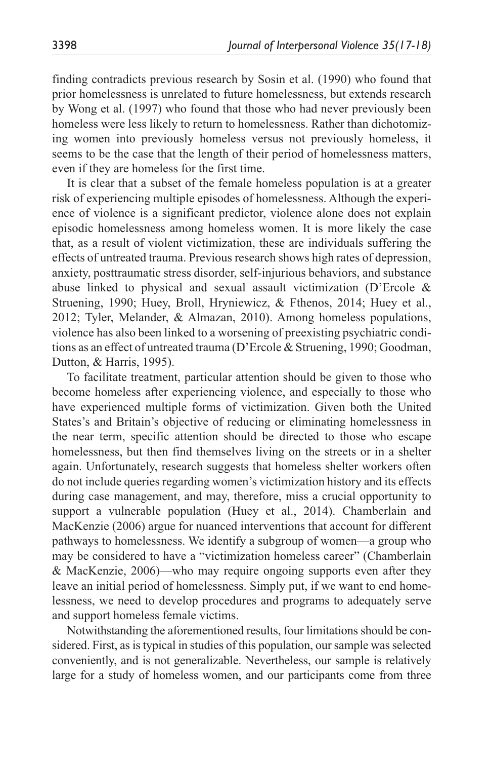finding contradicts previous research by Sosin et al. (1990) who found that prior homelessness is unrelated to future homelessness, but extends research by Wong et al. (1997) who found that those who had never previously been homeless were less likely to return to homelessness. Rather than dichotomizing women into previously homeless versus not previously homeless, it seems to be the case that the length of their period of homelessness matters, even if they are homeless for the first time.

It is clear that a subset of the female homeless population is at a greater risk of experiencing multiple episodes of homelessness. Although the experience of violence is a significant predictor, violence alone does not explain episodic homelessness among homeless women. It is more likely the case that, as a result of violent victimization, these are individuals suffering the effects of untreated trauma. Previous research shows high rates of depression, anxiety, posttraumatic stress disorder, self-injurious behaviors, and substance abuse linked to physical and sexual assault victimization (D'Ercole & Struening, 1990; Huey, Broll, Hryniewicz, & Fthenos, 2014; Huey et al., 2012; Tyler, Melander, & Almazan, 2010). Among homeless populations, violence has also been linked to a worsening of preexisting psychiatric conditions as an effect of untreated trauma (D'Ercole & Struening, 1990; Goodman, Dutton, & Harris, 1995).

To facilitate treatment, particular attention should be given to those who become homeless after experiencing violence, and especially to those who have experienced multiple forms of victimization. Given both the United States's and Britain's objective of reducing or eliminating homelessness in the near term, specific attention should be directed to those who escape homelessness, but then find themselves living on the streets or in a shelter again. Unfortunately, research suggests that homeless shelter workers often do not include queries regarding women's victimization history and its effects during case management, and may, therefore, miss a crucial opportunity to support a vulnerable population (Huey et al., 2014). Chamberlain and MacKenzie (2006) argue for nuanced interventions that account for different pathways to homelessness. We identify a subgroup of women—a group who may be considered to have a "victimization homeless career" (Chamberlain & MacKenzie, 2006)—who may require ongoing supports even after they leave an initial period of homelessness. Simply put, if we want to end homelessness, we need to develop procedures and programs to adequately serve and support homeless female victims.

Notwithstanding the aforementioned results, four limitations should be considered. First, as is typical in studies of this population, our sample was selected conveniently, and is not generalizable. Nevertheless, our sample is relatively large for a study of homeless women, and our participants come from three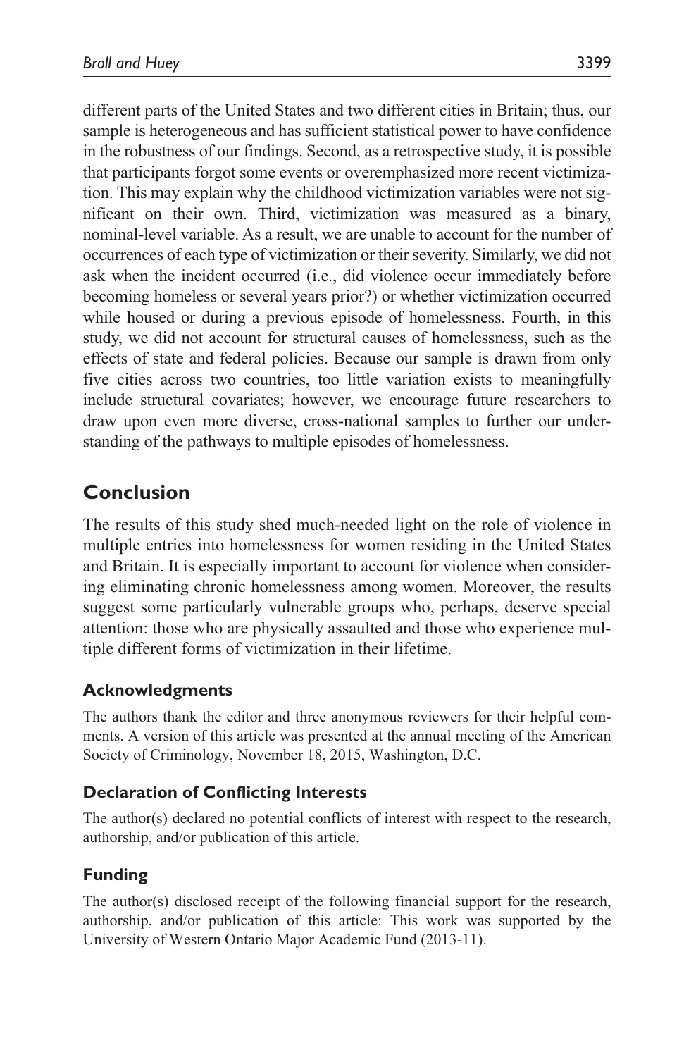different parts of the United States and two different cities in Britain; thus, our sample is heterogeneous and has sufficient statistical power to have confidence in the robustness of our findings. Second, as a retrospective study, it is possible that participants forgot some events or overemphasized more recent victimization. This may explain why the childhood victimization variables were not significant on their own. Third, victimization was measured as a binary, nominal-level variable. As a result, we are unable to account for the number of occurrences of each type of victimization or their severity. Similarly, we did not ask when the incident occurred (i.e., did violence occur immediately before becoming homeless or several years prior?) or whether victimization occurred while housed or during a previous episode of homelessness. Fourth, in this study, we did not account for structural causes of homelessness, such as the effects of state and federal policies. Because our sample is drawn from only five cities across two countries, too little variation exists to meaningfully include structural covariates; however, we encourage future researchers to draw upon even more diverse, cross-national samples to further our understanding of the pathways to multiple episodes of homelessness.

## Conclusion

The results of this study shed much-needed light on the role of violence in multiple entries into homelessness for women residing in the United States and Britain. It is especially important to account for violence when considering eliminating chronic homelessness among women. Moreover, the results suggest some particularly vulnerable groups who, perhaps, deserve special attention: those who are physically assaulted and those who experience multiple different forms of victimization in their lifetime.

### Acknowledgments

The authors thank the editor and three anonymous reviewers for their helpful comments. A version of this article was presented at the annual meeting of the American Society of Criminology, November 18, 2015, Washington, D.C.

### Declaration of Conflicting Interests

The author(s) declared no potential conflicts of interest with respect to the research, authorship, and/or publication of this article.

### Funding

The author(s) disclosed receipt of the following financial support for the research, authorship, and/or publication of this article: This work was supported by the University of Western Ontario Major Academic Fund (2013-11).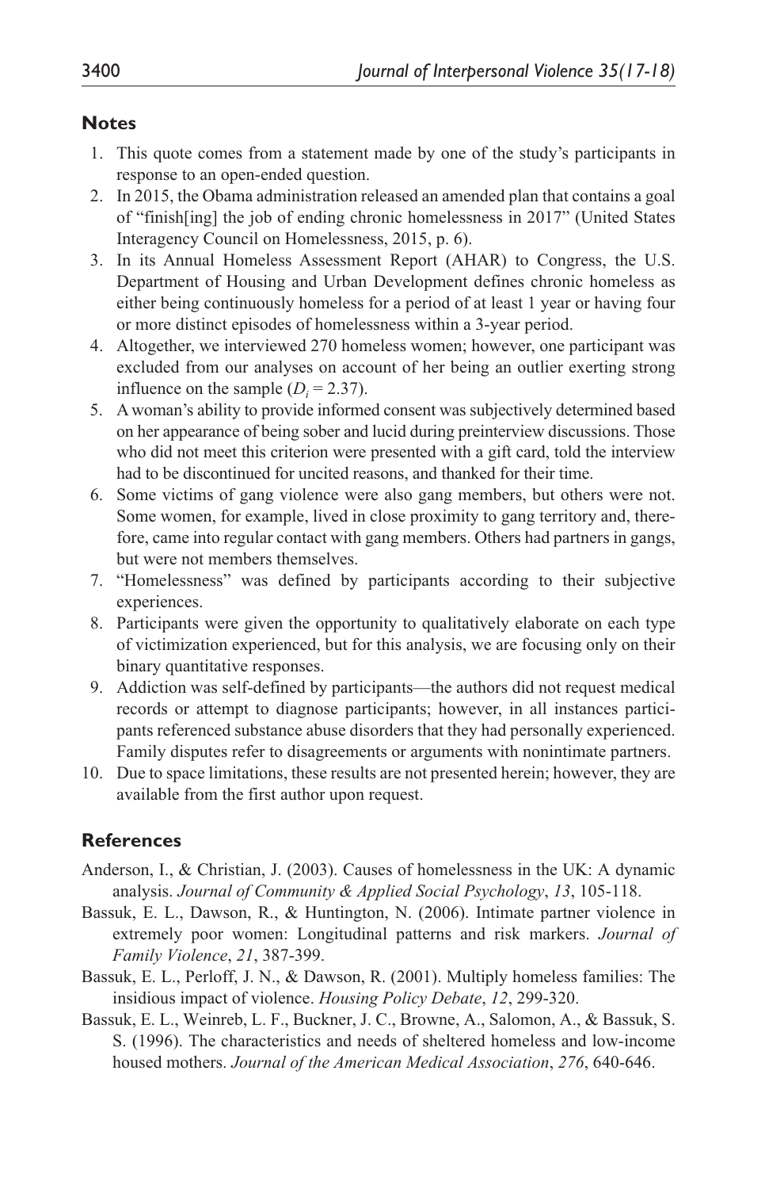## Notes

1. This quote comes from a statement made by one of the study's participants in response to an open-ended question.
2. In 2015, the Obama administration released an amended plan that contains a goal of "finish[ing] the job of ending chronic homelessness in 2017" (United States Interagency Council on Homelessness, 2015, p. 6).
3. In its Annual Homeless Assessment Report (AHAR) to Congress, the U.S. Department of Housing and Urban Development defines chronic homeless as either being continuously homeless for a period of at least 1 year or having four or more distinct episodes of homelessness within a 3-year period.
4. Altogether, we interviewed 270 homeless women; however, one participant was excluded from our analyses on account of her being an outlier exerting strong influence on the sample ($D_i = 2.37$).
5. A woman's ability to provide informed consent was subjectively determined based on her appearance of being sober and lucid during preinterview discussions. Those who did not meet this criterion were presented with a gift card, told the interview had to be discontinued for uncited reasons, and thanked for their time.
6. Some victims of gang violence were also gang members, but others were not. Some women, for example, lived in close proximity to gang territory and, therefore, came into regular contact with gang members. Others had partners in gangs, but were not members themselves.
7. "Homelessness" was defined by participants according to their subjective experiences.
8. Participants were given the opportunity to qualitatively elaborate on each type of victimization experienced, but for this analysis, we are focusing only on their binary quantitative responses.
9. Addiction was self-defined by participants—the authors did not request medical records or attempt to diagnose participants; however, in all instances participants referenced substance abuse disorders that they had personally experienced. Family disputes refer to disagreements or arguments with nonintimate partners.
10. Due to space limitations, these results are not presented herein; however, they are available from the first author upon request.

## References

Anderson, I., & Christian, J. (2003). Causes of homelessness in the UK: A dynamic analysis. *Journal of Community & Applied Social Psychology*, *13*, 105-118.

Bassuk, E. L., Dawson, R., & Huntington, N. (2006). Intimate partner violence in extremely poor women: Longitudinal patterns and risk markers. *Journal of Family Violence*, *21*, 387-399.

Bassuk, E. L., Perloff, J. N., & Dawson, R. (2001). Multiply homeless families: The insidious impact of violence. *Housing Policy Debate*, *12*, 299-320.

Bassuk, E. L., Weinreb, L. F., Buckner, J. C., Browne, A., Salomon, A., & Bassuk, S. S. (1996). The characteristics and needs of sheltered homeless and low-income housed mothers. *Journal of the American Medical Association*, *276*, 640-646.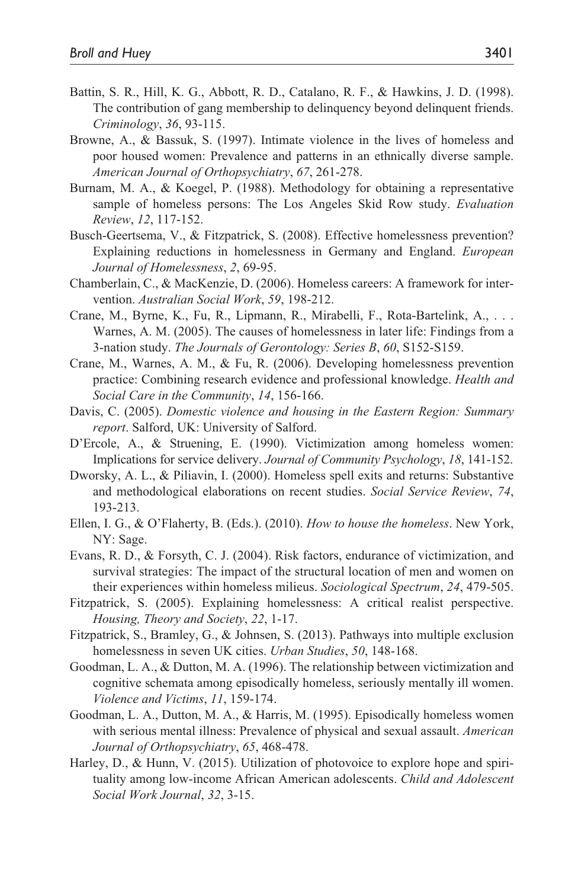Battin, S. R., Hill, K. G., Abbott, R. D., Catalano, R. F., & Hawkins, J. D. (1998). The contribution of gang membership to delinquency beyond delinquent friends. *Criminology*, *36*, 93-115.

Browne, A., & Bassuk, S. (1997). Intimate violence in the lives of homeless and poor housed women: Prevalence and patterns in an ethnically diverse sample. *American Journal of Orthopsychiatry*, *67*, 261-278.

Burnam, M. A., & Koegel, P. (1988). Methodology for obtaining a representative sample of homeless persons: The Los Angeles Skid Row study. *Evaluation Review*, *12*, 117-152.

Busch-Geertsema, V., & Fitzpatrick, S. (2008). Effective homelessness prevention? Explaining reductions in homelessness in Germany and England. *European Journal of Homelessness*, *2*, 69-95.

Chamberlain, C., & MacKenzie, D. (2006). Homeless careers: A framework for intervention. *Australian Social Work*, *59*, 198-212.

Crane, M., Byrne, K., Fu, R., Lipmann, R., Mirabelli, F., Rota-Bartelink, A., . . . Warnes, A. M. (2005). The causes of homelessness in later life: Findings from a 3-nation study. *The Journals of Gerontology: Series B*, *60*, S152-S159.

Crane, M., Warnes, A. M., & Fu, R. (2006). Developing homelessness prevention practice: Combining research evidence and professional knowledge. *Health and Social Care in the Community*, *14*, 156-166.

Davis, C. (2005). *Domestic violence and housing in the Eastern Region: Summary report*. Salford, UK: University of Salford.

D'Ercole, A., & Struening, E. (1990). Victimization among homeless women: Implications for service delivery. *Journal of Community Psychology*, *18*, 141-152.

Dworsky, A. L., & Piliavin, I. (2000). Homeless spell exits and returns: Substantive and methodological elaborations on recent studies. *Social Service Review*, *74*, 193-213.

Ellen, I. G., & O'Flaherty, B. (Eds.). (2010). *How to house the homeless*. New York, NY: Sage.

Evans, R. D., & Forsyth, C. J. (2004). Risk factors, endurance of victimization, and survival strategies: The impact of the structural location of men and women on their experiences within homeless milieus. *Sociological Spectrum*, *24*, 479-505.

Fitzpatrick, S. (2005). Explaining homelessness: A critical realist perspective. *Housing, Theory and Society*, *22*, 1-17.

Fitzpatrick, S., Bramley, G., & Johnsen, S. (2013). Pathways into multiple exclusion homelessness in seven UK cities. *Urban Studies*, *50*, 148-168.

Goodman, L. A., & Dutton, M. A. (1996). The relationship between victimization and cognitive schemata among episodically homeless, seriously mentally ill women. *Violence and Victims*, *11*, 159-174.

Goodman, L. A., Dutton, M. A., & Harris, M. (1995). Episodically homeless women with serious mental illness: Prevalence of physical and sexual assault. *American Journal of Orthopsychiatry*, *65*, 468-478.

Harley, D., & Hunn, V. (2015). Utilization of photovoice to explore hope and spirituality among low-income African American adolescents. *Child and Adolescent Social Work Journal*, *32*, 3-15.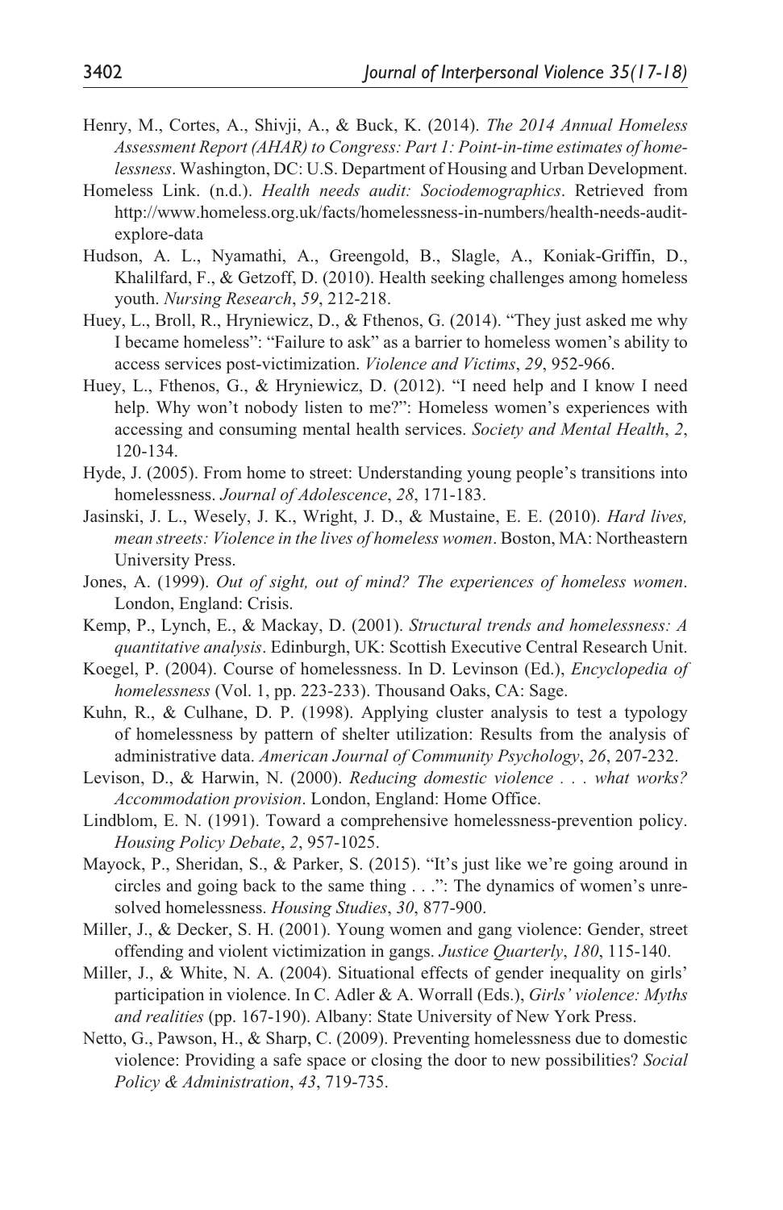Henry, M., Cortes, A., Shivji, A., & Buck, K. (2014). *The 2014 Annual Homeless Assessment Report (AHAR) to Congress: Part 1: Point-in-time estimates of homelessness*. Washington, DC: U.S. Department of Housing and Urban Development.

Homeless Link. (n.d.). *Health needs audit: Sociodemographics*. Retrieved from http://www.homeless.org.uk/facts/homelessness-in-numbers/health-needs-audit-explore-data

Hudson, A. L., Nyamathi, A., Greengold, B., Slagle, A., Koniak-Griffin, D., Khalilfard, F., & Getzoff, D. (2010). Health seeking challenges among homeless youth. *Nursing Research*, *59*, 212-218.

Huey, L., Broll, R., Hryniewicz, D., & Fthenos, G. (2014). "They just asked me why I became homeless": "Failure to ask" as a barrier to homeless women's ability to access services post-victimization. *Violence and Victims*, *29*, 952-966.

Huey, L., Fthenos, G., & Hryniewicz, D. (2012). "I need help and I know I need help. Why won't nobody listen to me?": Homeless women's experiences with accessing and consuming mental health services. *Society and Mental Health*, *2*, 120-134.

Hyde, J. (2005). From home to street: Understanding young people's transitions into homelessness. *Journal of Adolescence*, *28*, 171-183.

Jasinski, J. L., Wesely, J. K., Wright, J. D., & Mustaine, E. E. (2010). *Hard lives, mean streets: Violence in the lives of homeless women*. Boston, MA: Northeastern University Press.

Jones, A. (1999). *Out of sight, out of mind? The experiences of homeless women*. London, England: Crisis.

Kemp, P., Lynch, E., & Mackay, D. (2001). *Structural trends and homelessness: A quantitative analysis*. Edinburgh, UK: Scottish Executive Central Research Unit.

Koegel, P. (2004). Course of homelessness. In D. Levinson (Ed.), *Encyclopedia of homelessness* (Vol. 1, pp. 223-233). Thousand Oaks, CA: Sage.

Kuhn, R., & Culhane, D. P. (1998). Applying cluster analysis to test a typology of homelessness by pattern of shelter utilization: Results from the analysis of administrative data. *American Journal of Community Psychology*, *26*, 207-232.

Levison, D., & Harwin, N. (2000). *Reducing domestic violence . . . what works? Accommodation provision*. London, England: Home Office.

Lindblom, E. N. (1991). Toward a comprehensive homelessness-prevention policy. *Housing Policy Debate*, *2*, 957-1025.

Mayock, P., Sheridan, S., & Parker, S. (2015). "It's just like we're going around in circles and going back to the same thing . . .": The dynamics of women's unresolved homelessness. *Housing Studies*, *30*, 877-900.

Miller, J., & Decker, S. H. (2001). Young women and gang violence: Gender, street offending and violent victimization in gangs. *Justice Quarterly*, *180*, 115-140.

Miller, J., & White, N. A. (2004). Situational effects of gender inequality on girls' participation in violence. In C. Adler & A. Worrall (Eds.), *Girls' violence: Myths and realities* (pp. 167-190). Albany: State University of New York Press.

Netto, G., Pawson, H., & Sharp, C. (2009). Preventing homelessness due to domestic violence: Providing a safe space or closing the door to new possibilities? *Social Policy & Administration*, *43*, 719-735.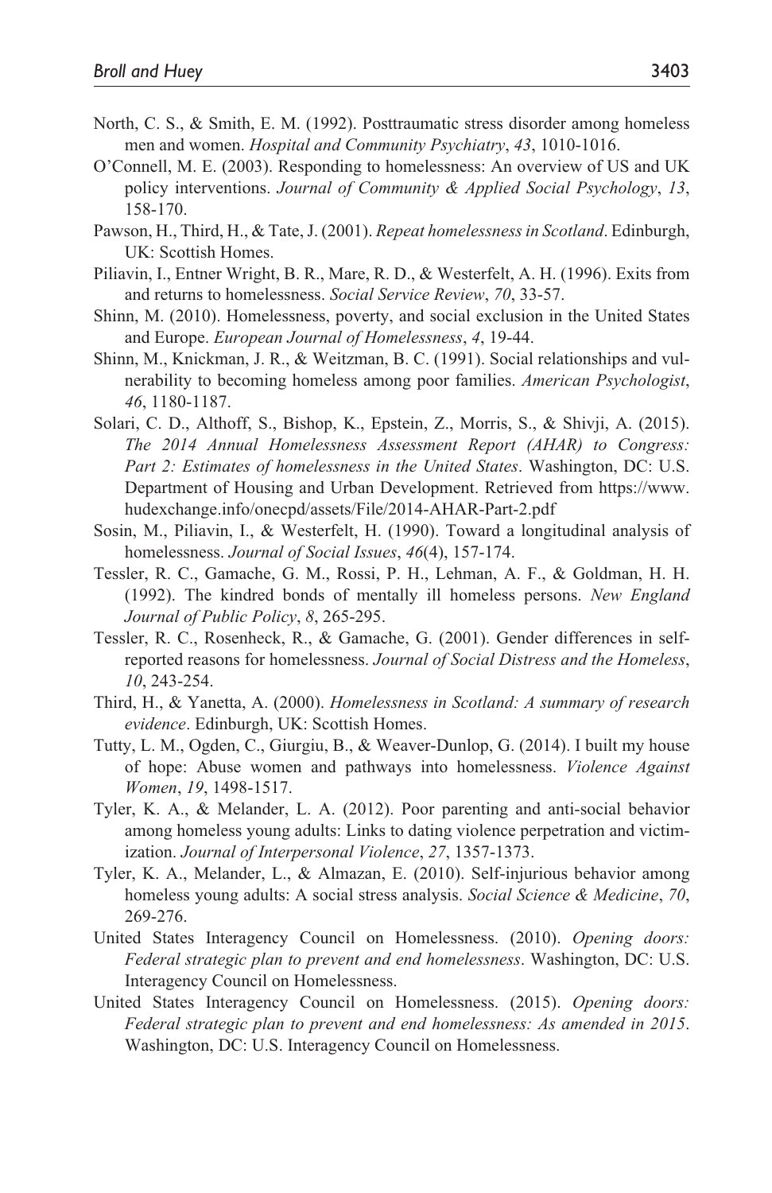North, C. S., & Smith, E. M. (1992). Posttraumatic stress disorder among homeless men and women. *Hospital and Community Psychiatry*, *43*, 1010-1016.

O'Connell, M. E. (2003). Responding to homelessness: An overview of US and UK policy interventions. *Journal of Community & Applied Social Psychology*, *13*, 158-170.

Pawson, H., Third, H., & Tate, J. (2001). *Repeat homelessness in Scotland*. Edinburgh, UK: Scottish Homes.

Piliavin, I., Entner Wright, B. R., Mare, R. D., & Westerfelt, A. H. (1996). Exits from and returns to homelessness. *Social Service Review*, *70*, 33-57.

Shinn, M. (2010). Homelessness, poverty, and social exclusion in the United States and Europe. *European Journal of Homelessness*, *4*, 19-44.

Shinn, M., Knickman, J. R., & Weitzman, B. C. (1991). Social relationships and vulnerability to becoming homeless among poor families. *American Psychologist*, *46*, 1180-1187.

Solari, C. D., Althoff, S., Bishop, K., Epstein, Z., Morris, S., & Shivji, A. (2015). *The 2014 Annual Homelessness Assessment Report (AHAR) to Congress: Part 2: Estimates of homelessness in the United States*. Washington, DC: U.S. Department of Housing and Urban Development. Retrieved from https://www.hudexchange.info/onecpd/assets/File/2014-AHAR-Part-2.pdf

Sosin, M., Piliavin, I., & Westerfelt, H. (1990). Toward a longitudinal analysis of homelessness. *Journal of Social Issues*, *46*(4), 157-174.

Tessler, R. C., Gamache, G. M., Rossi, P. H., Lehman, A. F., & Goldman, H. H. (1992). The kindred bonds of mentally ill homeless persons. *New England Journal of Public Policy*, *8*, 265-295.

Tessler, R. C., Rosenheck, R., & Gamache, G. (2001). Gender differences in self-reported reasons for homelessness. *Journal of Social Distress and the Homeless*, *10*, 243-254.

Third, H., & Yanetta, A. (2000). *Homelessness in Scotland: A summary of research evidence*. Edinburgh, UK: Scottish Homes.

Tutty, L. M., Ogden, C., Giurgiu, B., & Weaver-Dunlop, G. (2014). I built my house of hope: Abuse women and pathways into homelessness. *Violence Against Women*, *19*, 1498-1517.

Tyler, K. A., & Melander, L. A. (2012). Poor parenting and anti-social behavior among homeless young adults: Links to dating violence perpetration and victimization. *Journal of Interpersonal Violence*, *27*, 1357-1373.

Tyler, K. A., Melander, L., & Almazan, E. (2010). Self-injurious behavior among homeless young adults: A social stress analysis. *Social Science & Medicine*, *70*, 269-276.

United States Interagency Council on Homelessness. (2010). *Opening doors: Federal strategic plan to prevent and end homelessness*. Washington, DC: U.S. Interagency Council on Homelessness.

United States Interagency Council on Homelessness. (2015). *Opening doors: Federal strategic plan to prevent and end homelessness: As amended in 2015*. Washington, DC: U.S. Interagency Council on Homelessness.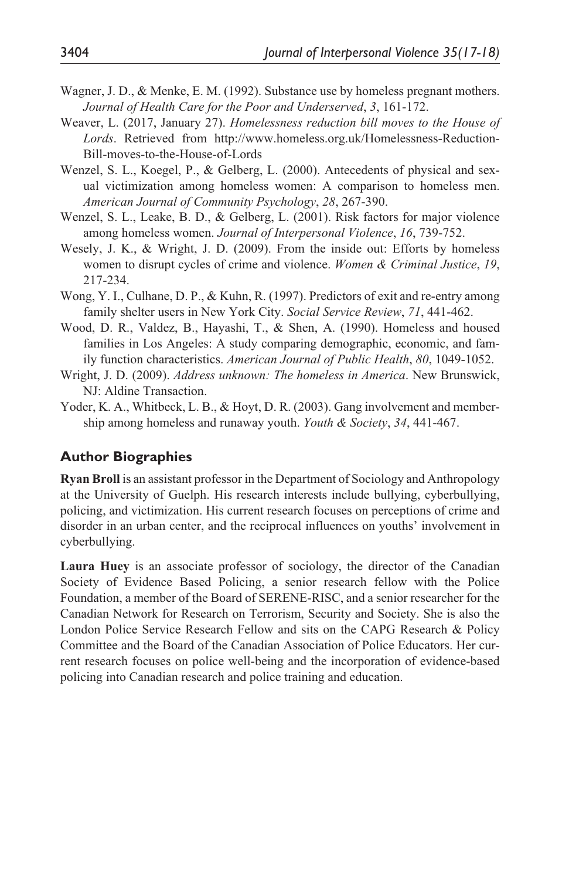Wagner, J. D., & Menke, E. M. (1992). Substance use by homeless pregnant mothers. *Journal of Health Care for the Poor and Underserved*, *3*, 161-172.

Weaver, L. (2017, January 27). *Homelessness reduction bill moves to the House of Lords*. Retrieved from http://www.homeless.org.uk/Homelessness-Reduction-Bill-moves-to-the-House-of-Lords

Wenzel, S. L., Koegel, P., & Gelberg, L. (2000). Antecedents of physical and sexual victimization among homeless women: A comparison to homeless men. *American Journal of Community Psychology*, *28*, 267-390.

Wenzel, S. L., Leake, B. D., & Gelberg, L. (2001). Risk factors for major violence among homeless women. *Journal of Interpersonal Violence*, *16*, 739-752.

Wesely, J. K., & Wright, J. D. (2009). From the inside out: Efforts by homeless women to disrupt cycles of crime and violence. *Women & Criminal Justice*, *19*, 217-234.

Wong, Y. I., Culhane, D. P., & Kuhn, R. (1997). Predictors of exit and re-entry among family shelter users in New York City. *Social Service Review*, *71*, 441-462.

Wood, D. R., Valdez, B., Hayashi, T., & Shen, A. (1990). Homeless and housed families in Los Angeles: A study comparing demographic, economic, and family function characteristics. *American Journal of Public Health*, *80*, 1049-1052.

Wright, J. D. (2009). *Address unknown: The homeless in America*. New Brunswick, NJ: Aldine Transaction.

Yoder, K. A., Whitbeck, L. B., & Hoyt, D. R. (2003). Gang involvement and membership among homeless and runaway youth. *Youth & Society*, *34*, 441-467.

## Author Biographies

**Ryan Broll** is an assistant professor in the Department of Sociology and Anthropology at the University of Guelph. His research interests include bullying, cyberbullying, policing, and victimization. His current research focuses on perceptions of crime and disorder in an urban center, and the reciprocal influences on youths' involvement in cyberbullying.

**Laura Huey** is an associate professor of sociology, the director of the Canadian Society of Evidence Based Policing, a senior research fellow with the Police Foundation, a member of the Board of SERENE-RISC, and a senior researcher for the Canadian Network for Research on Terrorism, Security and Society. She is also the London Police Service Research Fellow and sits on the CAPG Research & Policy Committee and the Board of the Canadian Association of Police Educators. Her current research focuses on police well-being and the incorporation of evidence-based policing into Canadian research and police training and education.